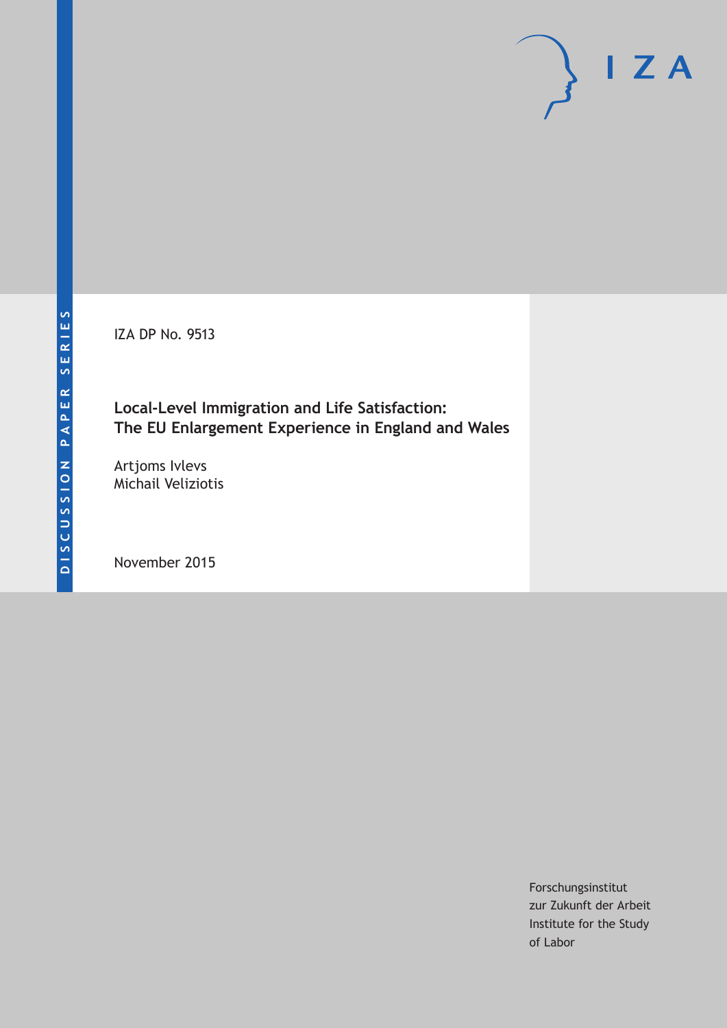DISCUSSION PAPER SERIES

IZA DP No. 9513

# Local-Level Immigration and Life Satisfaction: The EU Enlargement Experience in England and Wales

Artjoms Ivlevs
Michail Veliziotis

November 2015

Forschungsinstitut
zur Zukunft der Arbeit
Institute for the Study
of Labor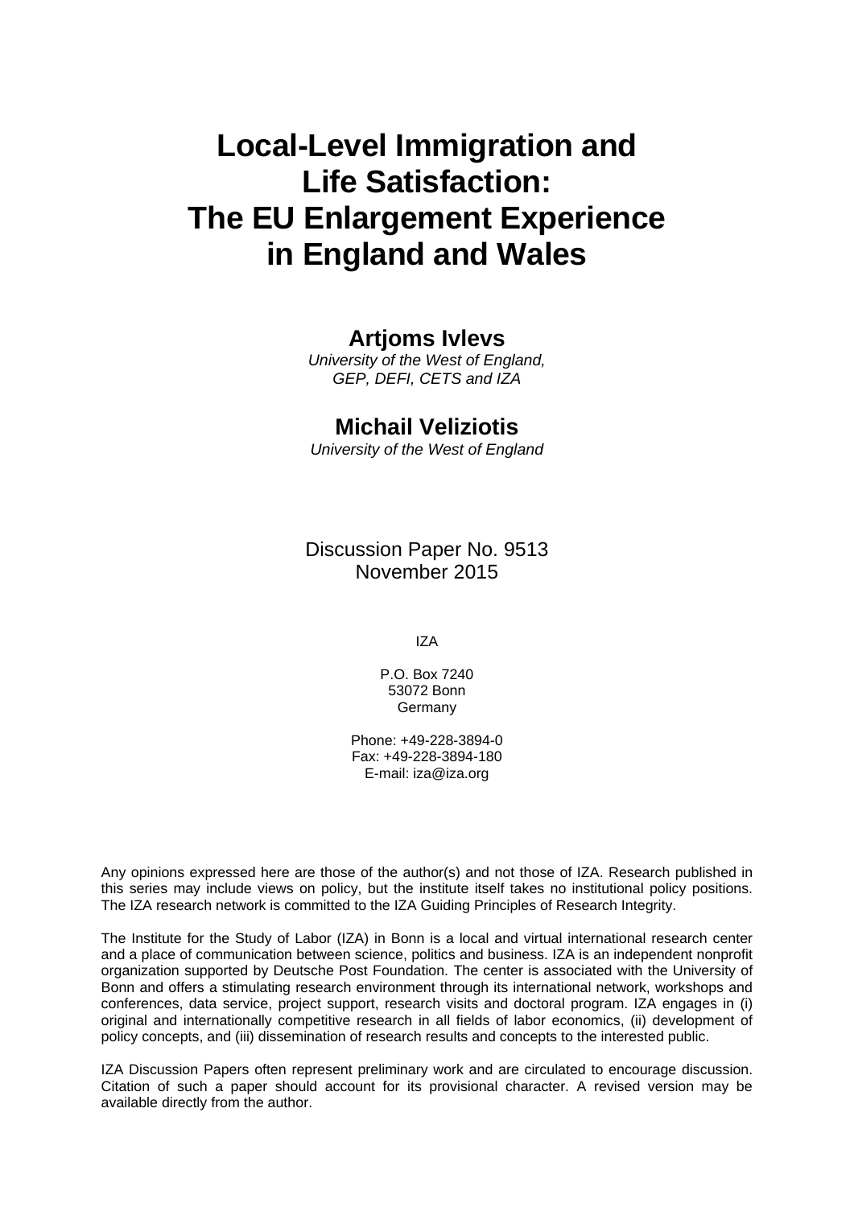# Local-Level Immigration and Life Satisfaction: The EU Enlargement Experience in England and Wales

**Artjoms Ivlevs**

*University of the West of England, GEP, DEFI, CETS and IZA*

**Michail Veliziotis**

*University of the West of England*

Discussion Paper No. 9513
November 2015

IZA

P.O. Box 7240
53072 Bonn
Germany

Phone: +49-228-3894-0
Fax: +49-228-3894-180
E-mail: iza@iza.org

Any opinions expressed here are those of the author(s) and not those of IZA. Research published in this series may include views on policy, but the institute itself takes no institutional policy positions. The IZA research network is committed to the IZA Guiding Principles of Research Integrity.

The Institute for the Study of Labor (IZA) in Bonn is a local and virtual international research center and a place of communication between science, politics and business. IZA is an independent nonprofit organization supported by Deutsche Post Foundation. The center is associated with the University of Bonn and offers a stimulating research environment through its international network, workshops and conferences, data service, project support, research visits and doctoral program. IZA engages in (i) original and internationally competitive research in all fields of labor economics, (ii) development of policy concepts, and (iii) dissemination of research results and concepts to the interested public.

IZA Discussion Papers often represent preliminary work and are circulated to encourage discussion. Citation of such a paper should account for its provisional character. A revised version may be available directly from the author.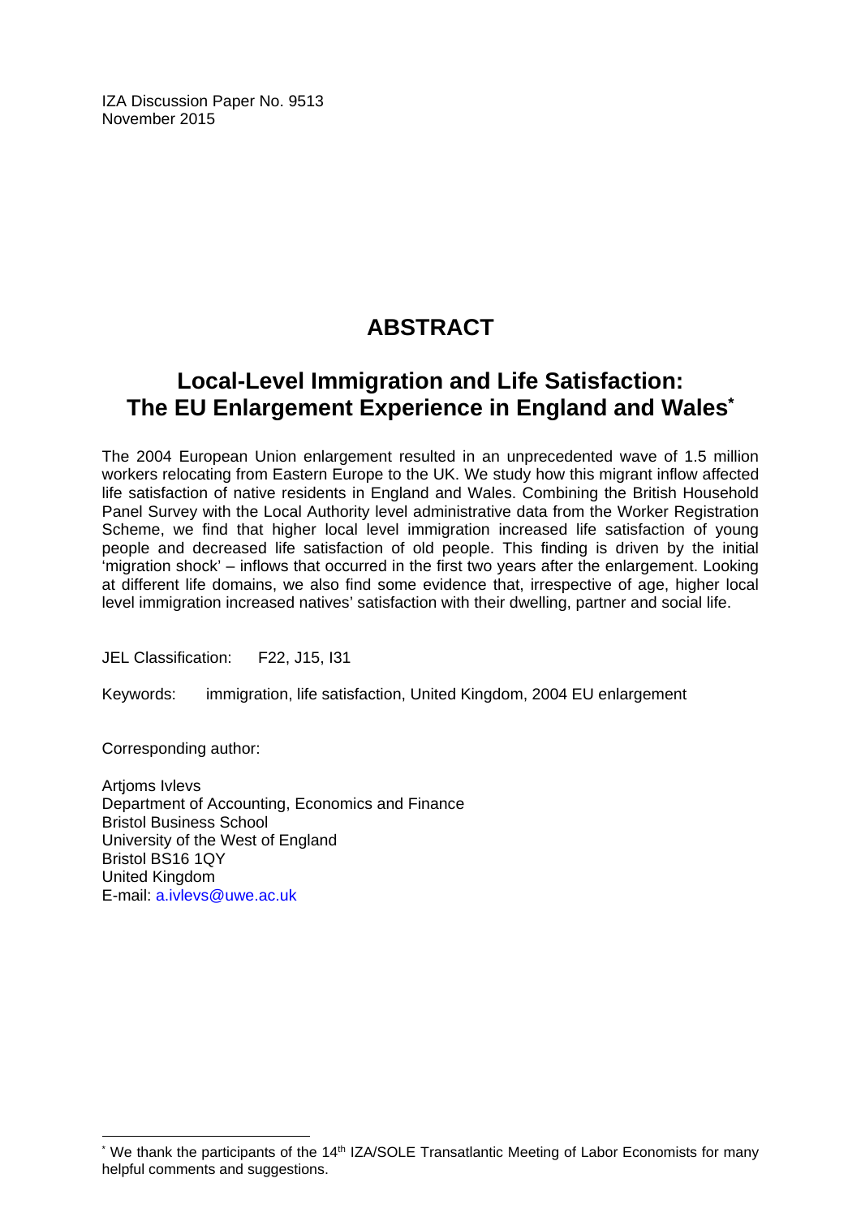IZA Discussion Paper No. 9513
November 2015

# ABSTRACT

## Local-Level Immigration and Life Satisfaction: The EU Enlargement Experience in England and Wales*

The 2004 European Union enlargement resulted in an unprecedented wave of 1.5 million workers relocating from Eastern Europe to the UK. We study how this migrant inflow affected life satisfaction of native residents in England and Wales. Combining the British Household Panel Survey with the Local Authority level administrative data from the Worker Registration Scheme, we find that higher local level immigration increased life satisfaction of young people and decreased life satisfaction of old people. This finding is driven by the initial 'migration shock' – inflows that occurred in the first two years after the enlargement. Looking at different life domains, we also find some evidence that, irrespective of age, higher local level immigration increased natives' satisfaction with their dwelling, partner and social life.

JEL Classification: F22, J15, I31

Keywords: immigration, life satisfaction, United Kingdom, 2004 EU enlargement

Corresponding author:

Artjoms Ivlevs
Department of Accounting, Economics and Finance
Bristol Business School
University of the West of England
Bristol BS16 1QY
United Kingdom
E-mail: a.ivlevs@uwe.ac.uk

---

* We thank the participants of the 14th IZA/SOLE Transatlantic Meeting of Labor Economists for many helpful comments and suggestions.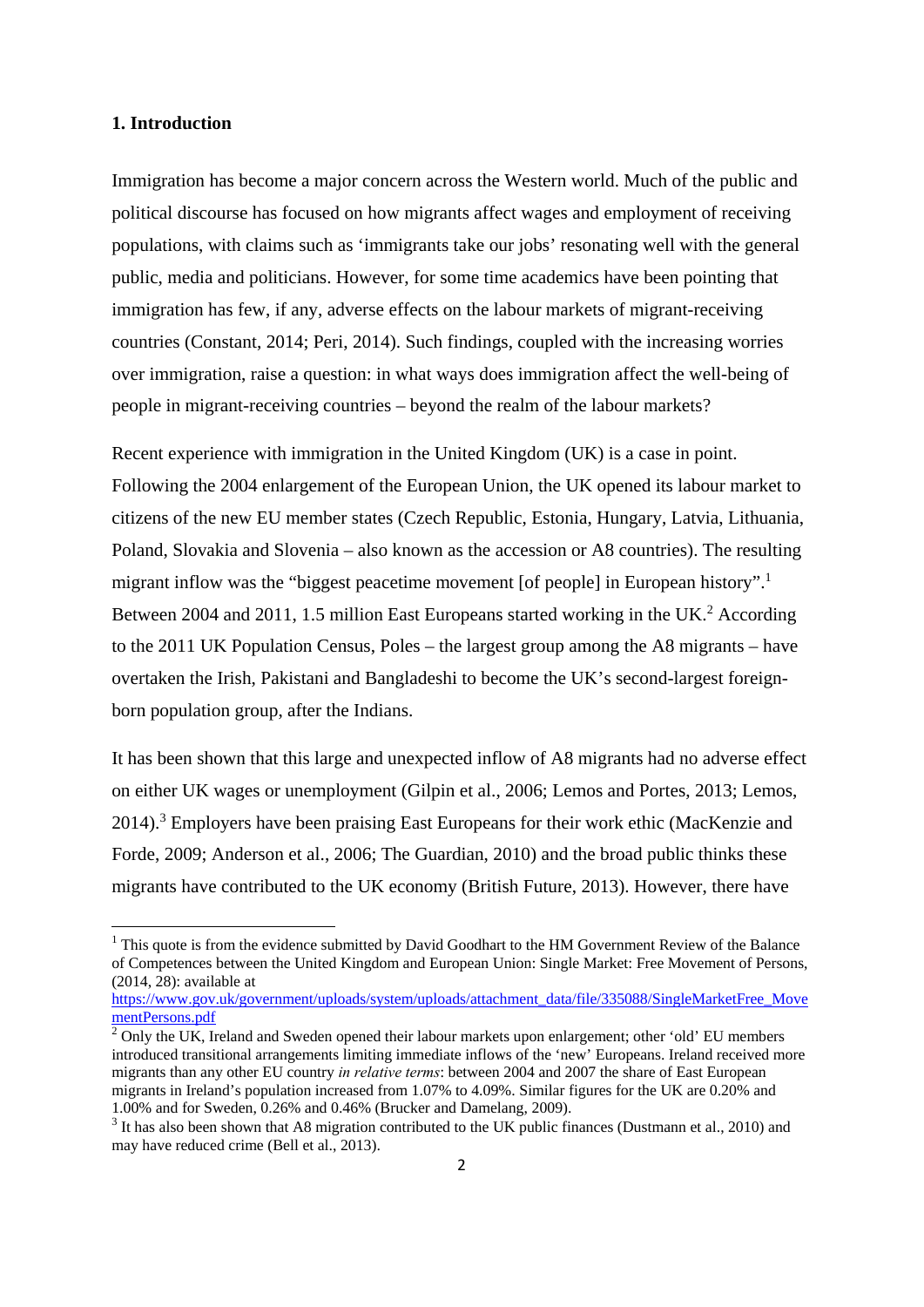## 1. Introduction

Immigration has become a major concern across the Western world. Much of the public and political discourse has focused on how migrants affect wages and employment of receiving populations, with claims such as 'immigrants take our jobs' resonating well with the general public, media and politicians. However, for some time academics have been pointing that immigration has few, if any, adverse effects on the labour markets of migrant-receiving countries (Constant, 2014; Peri, 2014). Such findings, coupled with the increasing worries over immigration, raise a question: in what ways does immigration affect the well-being of people in migrant-receiving countries – beyond the realm of the labour markets?

Recent experience with immigration in the United Kingdom (UK) is a case in point. Following the 2004 enlargement of the European Union, the UK opened its labour market to citizens of the new EU member states (Czech Republic, Estonia, Hungary, Latvia, Lithuania, Poland, Slovakia and Slovenia – also known as the accession or A8 countries). The resulting migrant inflow was the "biggest peacetime movement [of people] in European history".[1] Between 2004 and 2011, 1.5 million East Europeans started working in the UK.[2] According to the 2011 UK Population Census, Poles – the largest group among the A8 migrants – have overtaken the Irish, Pakistani and Bangladeshi to become the UK's second-largest foreign-born population group, after the Indians.

It has been shown that this large and unexpected inflow of A8 migrants had no adverse effect on either UK wages or unemployment (Gilpin et al., 2006; Lemos and Portes, 2013; Lemos, 2014).[3] Employers have been praising East Europeans for their work ethic (MacKenzie and Forde, 2009; Anderson et al., 2006; The Guardian, 2010) and the broad public thinks these migrants have contributed to the UK economy (British Future, 2013). However, there have

---

[1] This quote is from the evidence submitted by David Goodhart to the HM Government Review of the Balance of Competences between the United Kingdom and European Union: Single Market: Free Movement of Persons, (2014, 28): available at https://www.gov.uk/government/uploads/system/uploads/attachment_data/file/335088/SingleMarketFree_MovementPersons.pdf

[2] Only the UK, Ireland and Sweden opened their labour markets upon enlargement; other 'old' EU members introduced transitional arrangements limiting immediate inflows of the 'new' Europeans. Ireland received more migrants than any other EU country *in relative terms*: between 2004 and 2007 the share of East European migrants in Ireland's population increased from 1.07% to 4.09%. Similar figures for the UK are 0.20% and 1.00% and for Sweden, 0.26% and 0.46% (Brucker and Damelang, 2009).

[3] It has also been shown that A8 migration contributed to the UK public finances (Dustmann et al., 2010) and may have reduced crime (Bell et al., 2013).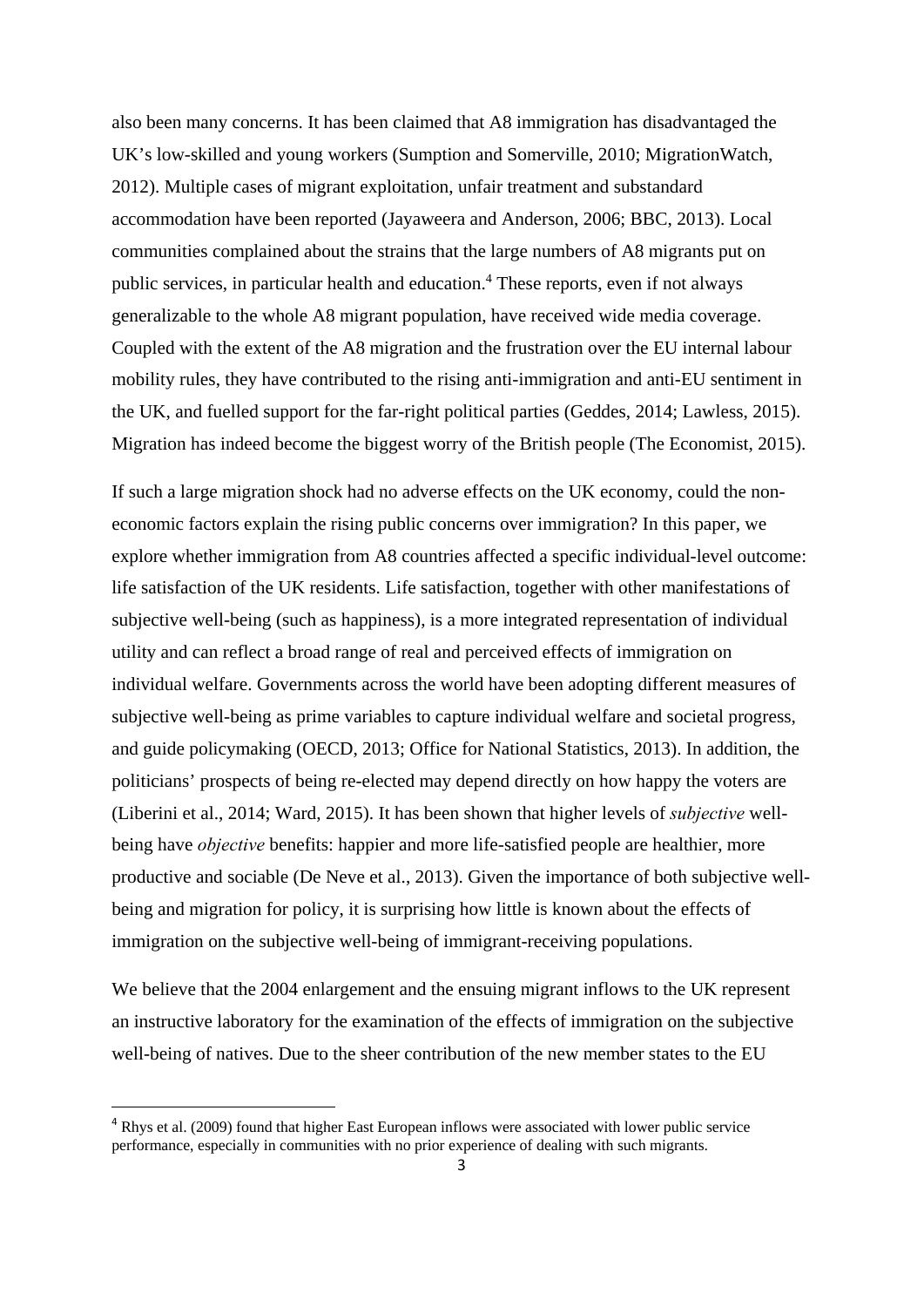also been many concerns. It has been claimed that A8 immigration has disadvantaged the UK's low-skilled and young workers (Sumption and Somerville, 2010; MigrationWatch, 2012). Multiple cases of migrant exploitation, unfair treatment and substandard accommodation have been reported (Jayaweera and Anderson, 2006; BBC, 2013). Local communities complained about the strains that the large numbers of A8 migrants put on public services, in particular health and education.[4] These reports, even if not always generalizable to the whole A8 migrant population, have received wide media coverage. Coupled with the extent of the A8 migration and the frustration over the EU internal labour mobility rules, they have contributed to the rising anti-immigration and anti-EU sentiment in the UK, and fuelled support for the far-right political parties (Geddes, 2014; Lawless, 2015). Migration has indeed become the biggest worry of the British people (The Economist, 2015).

If such a large migration shock had no adverse effects on the UK economy, could the non-economic factors explain the rising public concerns over immigration? In this paper, we explore whether immigration from A8 countries affected a specific individual-level outcome: life satisfaction of the UK residents. Life satisfaction, together with other manifestations of subjective well-being (such as happiness), is a more integrated representation of individual utility and can reflect a broad range of real and perceived effects of immigration on individual welfare. Governments across the world have been adopting different measures of subjective well-being as prime variables to capture individual welfare and societal progress, and guide policymaking (OECD, 2013; Office for National Statistics, 2013). In addition, the politicians' prospects of being re-elected may depend directly on how happy the voters are (Liberini et al., 2014; Ward, 2015). It has been shown that higher levels of *subjective* well-being have *objective* benefits: happier and more life-satisfied people are healthier, more productive and sociable (De Neve et al., 2013). Given the importance of both subjective well-being and migration for policy, it is surprising how little is known about the effects of immigration on the subjective well-being of immigrant-receiving populations.

We believe that the 2004 enlargement and the ensuing migrant inflows to the UK represent an instructive laboratory for the examination of the effects of immigration on the subjective well-being of natives. Due to the sheer contribution of the new member states to the EU

---

[4] Rhys et al. (2009) found that higher East European inflows were associated with lower public service performance, especially in communities with no prior experience of dealing with such migrants.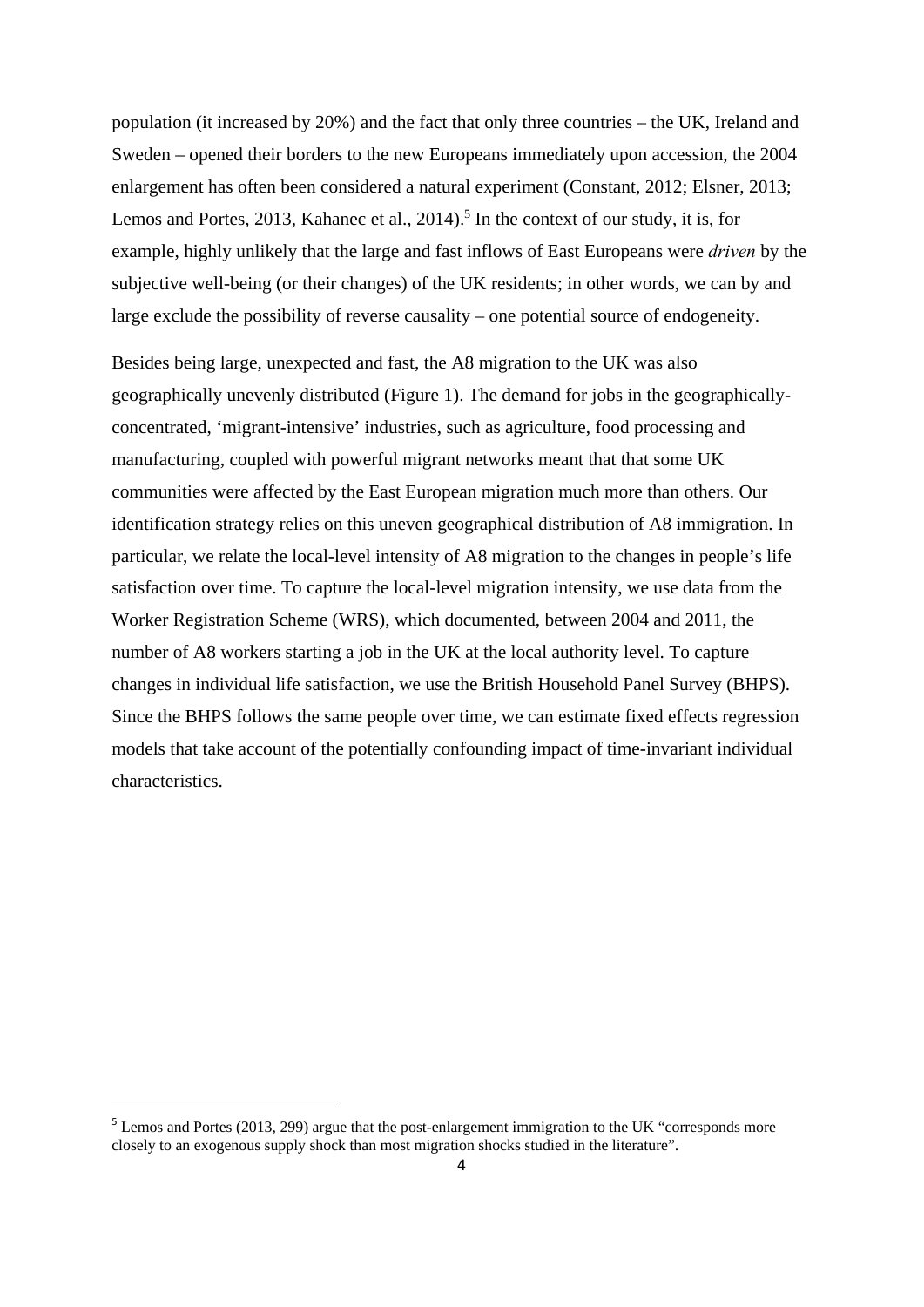population (it increased by 20%) and the fact that only three countries – the UK, Ireland and Sweden – opened their borders to the new Europeans immediately upon accession, the 2004 enlargement has often been considered a natural experiment (Constant, 2012; Elsner, 2013; Lemos and Portes, 2013, Kahanec et al., 2014).[5] In the context of our study, it is, for example, highly unlikely that the large and fast inflows of East Europeans were *driven* by the subjective well-being (or their changes) of the UK residents; in other words, we can by and large exclude the possibility of reverse causality – one potential source of endogeneity.

Besides being large, unexpected and fast, the A8 migration to the UK was also geographically unevenly distributed (Figure 1). The demand for jobs in the geographically-concentrated, 'migrant-intensive' industries, such as agriculture, food processing and manufacturing, coupled with powerful migrant networks meant that that some UK communities were affected by the East European migration much more than others. Our identification strategy relies on this uneven geographical distribution of A8 immigration. In particular, we relate the local-level intensity of A8 migration to the changes in people's life satisfaction over time. To capture the local-level migration intensity, we use data from the Worker Registration Scheme (WRS), which documented, between 2004 and 2011, the number of A8 workers starting a job in the UK at the local authority level. To capture changes in individual life satisfaction, we use the British Household Panel Survey (BHPS). Since the BHPS follows the same people over time, we can estimate fixed effects regression models that take account of the potentially confounding impact of time-invariant individual characteristics.

---

[5] Lemos and Portes (2013, 299) argue that the post-enlargement immigration to the UK "corresponds more closely to an exogenous supply shock than most migration shocks studied in the literature".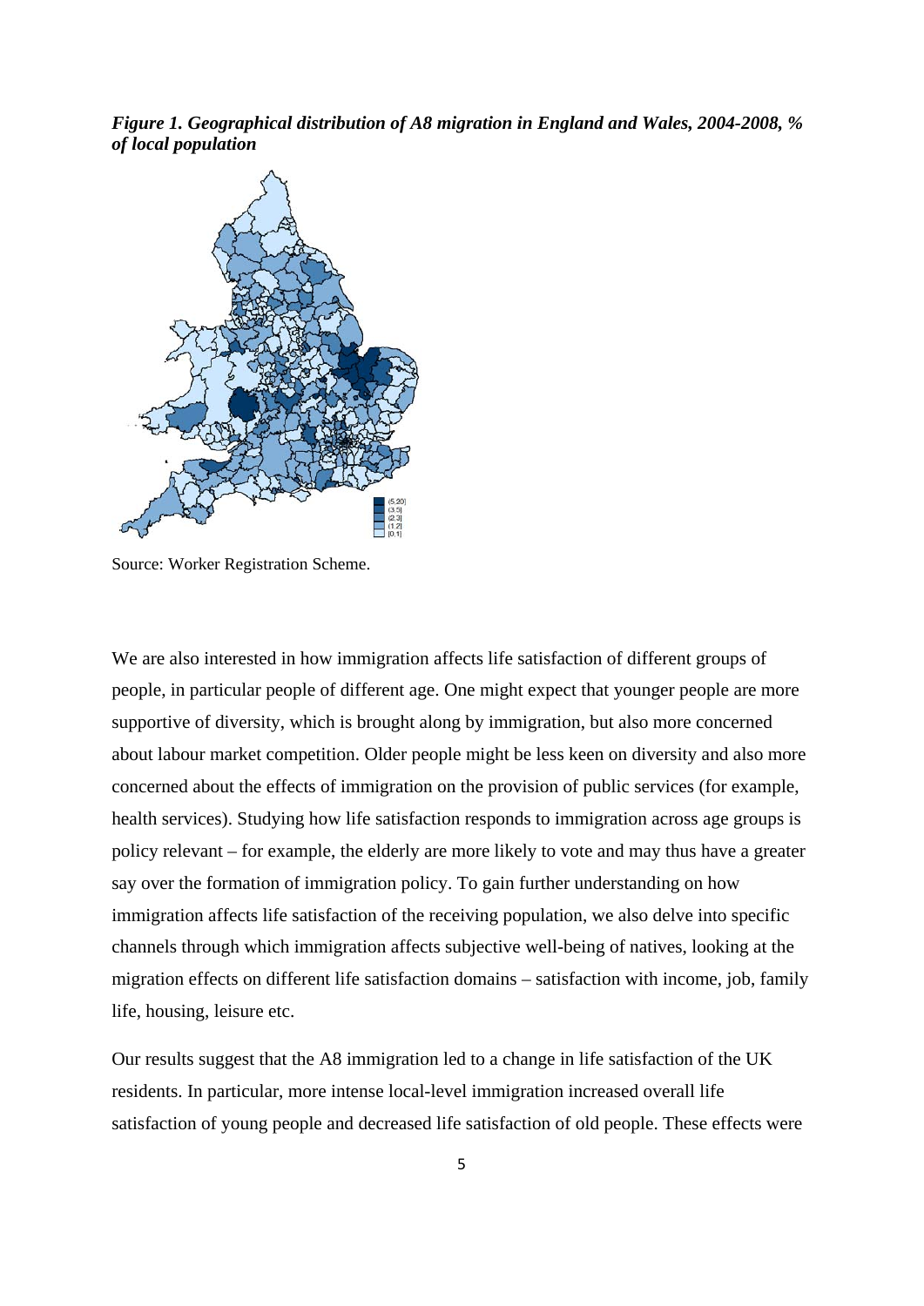***Figure 1. Geographical distribution of A8 migration in England and Wales, 2004-2008, % of local population***

Source: Worker Registration Scheme.

We are also interested in how immigration affects life satisfaction of different groups of people, in particular people of different age. One might expect that younger people are more supportive of diversity, which is brought along by immigration, but also more concerned about labour market competition. Older people might be less keen on diversity and also more concerned about the effects of immigration on the provision of public services (for example, health services). Studying how life satisfaction responds to immigration across age groups is policy relevant – for example, the elderly are more likely to vote and may thus have a greater say over the formation of immigration policy. To gain further understanding on how immigration affects life satisfaction of the receiving population, we also delve into specific channels through which immigration affects subjective well-being of natives, looking at the migration effects on different life satisfaction domains – satisfaction with income, job, family life, housing, leisure etc.

Our results suggest that the A8 immigration led to a change in life satisfaction of the UK residents. In particular, more intense local-level immigration increased overall life satisfaction of young people and decreased life satisfaction of old people. These effects were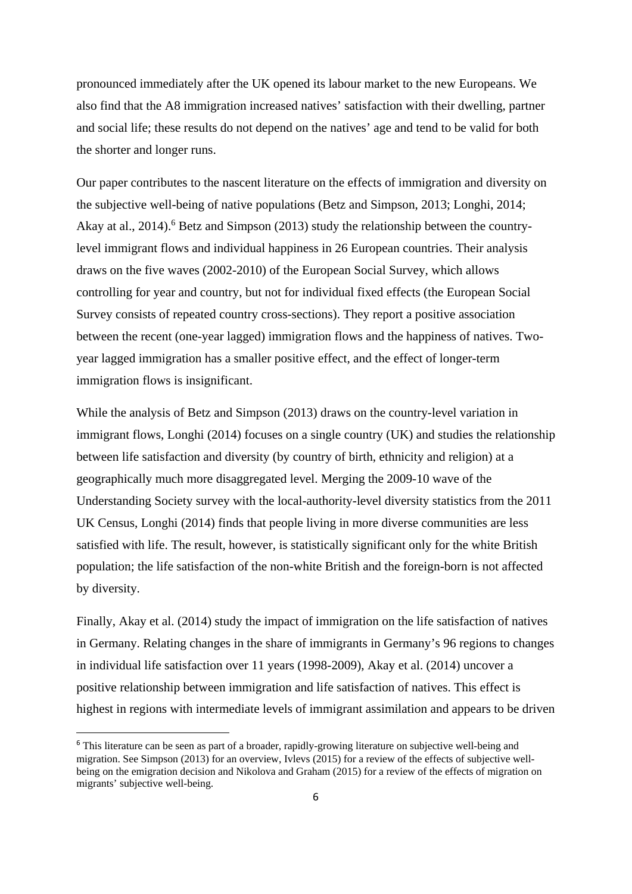pronounced immediately after the UK opened its labour market to the new Europeans. We also find that the A8 immigration increased natives' satisfaction with their dwelling, partner and social life; these results do not depend on the natives' age and tend to be valid for both the shorter and longer runs.

Our paper contributes to the nascent literature on the effects of immigration and diversity on the subjective well-being of native populations (Betz and Simpson, 2013; Longhi, 2014; Akay at al., 2014).[6] Betz and Simpson (2013) study the relationship between the country-level immigrant flows and individual happiness in 26 European countries. Their analysis draws on the five waves (2002-2010) of the European Social Survey, which allows controlling for year and country, but not for individual fixed effects (the European Social Survey consists of repeated country cross-sections). They report a positive association between the recent (one-year lagged) immigration flows and the happiness of natives. Two-year lagged immigration has a smaller positive effect, and the effect of longer-term immigration flows is insignificant.

While the analysis of Betz and Simpson (2013) draws on the country-level variation in immigrant flows, Longhi (2014) focuses on a single country (UK) and studies the relationship between life satisfaction and diversity (by country of birth, ethnicity and religion) at a geographically much more disaggregated level. Merging the 2009-10 wave of the Understanding Society survey with the local-authority-level diversity statistics from the 2011 UK Census, Longhi (2014) finds that people living in more diverse communities are less satisfied with life. The result, however, is statistically significant only for the white British population; the life satisfaction of the non-white British and the foreign-born is not affected by diversity.

Finally, Akay et al. (2014) study the impact of immigration on the life satisfaction of natives in Germany. Relating changes in the share of immigrants in Germany's 96 regions to changes in individual life satisfaction over 11 years (1998-2009), Akay et al. (2014) uncover a positive relationship between immigration and life satisfaction of natives. This effect is highest in regions with intermediate levels of immigrant assimilation and appears to be driven

[6] This literature can be seen as part of a broader, rapidly-growing literature on subjective well-being and migration. See Simpson (2013) for an overview, Ivlevs (2015) for a review of the effects of subjective well-being on the emigration decision and Nikolova and Graham (2015) for a review of the effects of migration on migrants' subjective well-being.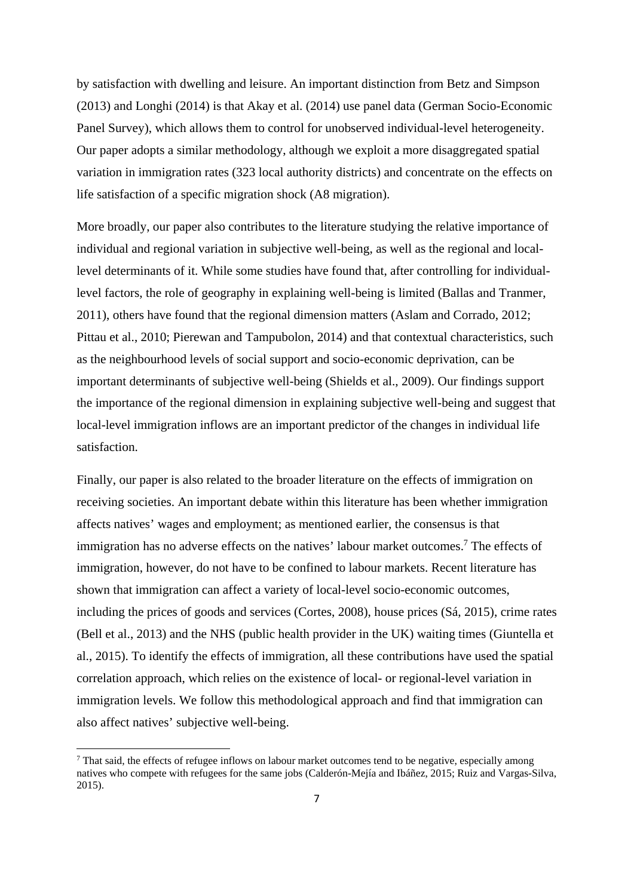by satisfaction with dwelling and leisure. An important distinction from Betz and Simpson (2013) and Longhi (2014) is that Akay et al. (2014) use panel data (German Socio-Economic Panel Survey), which allows them to control for unobserved individual-level heterogeneity. Our paper adopts a similar methodology, although we exploit a more disaggregated spatial variation in immigration rates (323 local authority districts) and concentrate on the effects on life satisfaction of a specific migration shock (A8 migration).

More broadly, our paper also contributes to the literature studying the relative importance of individual and regional variation in subjective well-being, as well as the regional and local-level determinants of it. While some studies have found that, after controlling for individual-level factors, the role of geography in explaining well-being is limited (Ballas and Tranmer, 2011), others have found that the regional dimension matters (Aslam and Corrado, 2012; Pittau et al., 2010; Pierewan and Tampubolon, 2014) and that contextual characteristics, such as the neighbourhood levels of social support and socio-economic deprivation, can be important determinants of subjective well-being (Shields et al., 2009). Our findings support the importance of the regional dimension in explaining subjective well-being and suggest that local-level immigration inflows are an important predictor of the changes in individual life satisfaction.

Finally, our paper is also related to the broader literature on the effects of immigration on receiving societies. An important debate within this literature has been whether immigration affects natives' wages and employment; as mentioned earlier, the consensus is that immigration has no adverse effects on the natives' labour market outcomes.[7] The effects of immigration, however, do not have to be confined to labour markets. Recent literature has shown that immigration can affect a variety of local-level socio-economic outcomes, including the prices of goods and services (Cortes, 2008), house prices (Sá, 2015), crime rates (Bell et al., 2013) and the NHS (public health provider in the UK) waiting times (Giuntella et al., 2015). To identify the effects of immigration, all these contributions have used the spatial correlation approach, which relies on the existence of local- or regional-level variation in immigration levels. We follow this methodological approach and find that immigration can also affect natives' subjective well-being.

[7] That said, the effects of refugee inflows on labour market outcomes tend to be negative, especially among natives who compete with refugees for the same jobs (Calderón-Mejía and Ibáñez, 2015; Ruiz and Vargas-Silva, 2015).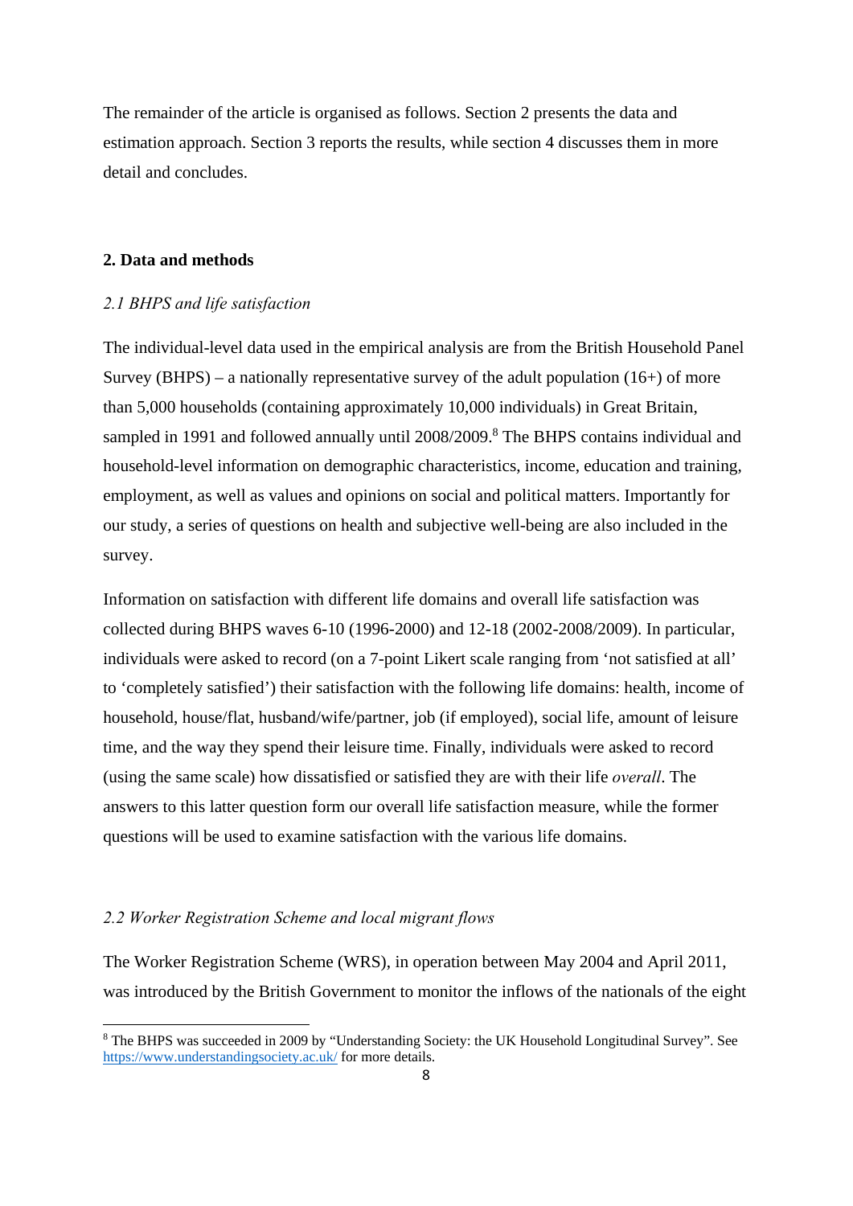The remainder of the article is organised as follows. Section 2 presents the data and estimation approach. Section 3 reports the results, while section 4 discusses them in more detail and concludes.

## 2. Data and methods

### *2.1 BHPS and life satisfaction*

The individual-level data used in the empirical analysis are from the British Household Panel Survey (BHPS) – a nationally representative survey of the adult population (16+) of more than 5,000 households (containing approximately 10,000 individuals) in Great Britain, sampled in 1991 and followed annually until 2008/2009.[8] The BHPS contains individual and household-level information on demographic characteristics, income, education and training, employment, as well as values and opinions on social and political matters. Importantly for our study, a series of questions on health and subjective well-being are also included in the survey.

Information on satisfaction with different life domains and overall life satisfaction was collected during BHPS waves 6-10 (1996-2000) and 12-18 (2002-2008/2009). In particular, individuals were asked to record (on a 7-point Likert scale ranging from 'not satisfied at all' to 'completely satisfied') their satisfaction with the following life domains: health, income of household, house/flat, husband/wife/partner, job (if employed), social life, amount of leisure time, and the way they spend their leisure time. Finally, individuals were asked to record (using the same scale) how dissatisfied or satisfied they are with their life *overall*. The answers to this latter question form our overall life satisfaction measure, while the former questions will be used to examine satisfaction with the various life domains.

### *2.2 Worker Registration Scheme and local migrant flows*

The Worker Registration Scheme (WRS), in operation between May 2004 and April 2011, was introduced by the British Government to monitor the inflows of the nationals of the eight

[8] The BHPS was succeeded in 2009 by "Understanding Society: the UK Household Longitudinal Survey". See https://www.understandingsociety.ac.uk/ for more details.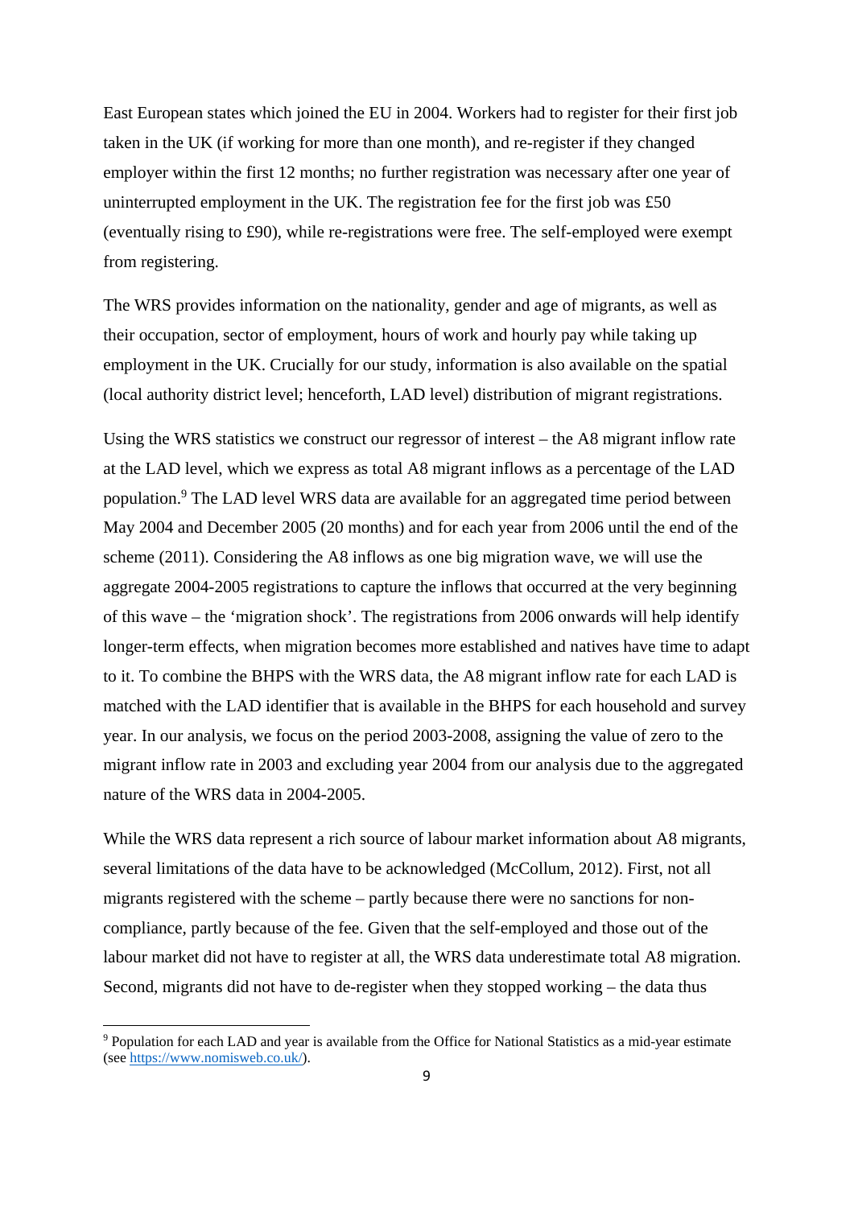East European states which joined the EU in 2004. Workers had to register for their first job taken in the UK (if working for more than one month), and re-register if they changed employer within the first 12 months; no further registration was necessary after one year of uninterrupted employment in the UK. The registration fee for the first job was £50 (eventually rising to £90), while re-registrations were free. The self-employed were exempt from registering.

The WRS provides information on the nationality, gender and age of migrants, as well as their occupation, sector of employment, hours of work and hourly pay while taking up employment in the UK. Crucially for our study, information is also available on the spatial (local authority district level; henceforth, LAD level) distribution of migrant registrations.

Using the WRS statistics we construct our regressor of interest – the A8 migrant inflow rate at the LAD level, which we express as total A8 migrant inflows as a percentage of the LAD population.[9] The LAD level WRS data are available for an aggregated time period between May 2004 and December 2005 (20 months) and for each year from 2006 until the end of the scheme (2011). Considering the A8 inflows as one big migration wave, we will use the aggregate 2004-2005 registrations to capture the inflows that occurred at the very beginning of this wave – the 'migration shock'. The registrations from 2006 onwards will help identify longer-term effects, when migration becomes more established and natives have time to adapt to it. To combine the BHPS with the WRS data, the A8 migrant inflow rate for each LAD is matched with the LAD identifier that is available in the BHPS for each household and survey year. In our analysis, we focus on the period 2003-2008, assigning the value of zero to the migrant inflow rate in 2003 and excluding year 2004 from our analysis due to the aggregated nature of the WRS data in 2004-2005.

While the WRS data represent a rich source of labour market information about A8 migrants, several limitations of the data have to be acknowledged (McCollum, 2012). First, not all migrants registered with the scheme – partly because there were no sanctions for non-compliance, partly because of the fee. Given that the self-employed and those out of the labour market did not have to register at all, the WRS data underestimate total A8 migration. Second, migrants did not have to de-register when they stopped working – the data thus

[9] Population for each LAD and year is available from the Office for National Statistics as a mid-year estimate (see https://www.nomisweb.co.uk/).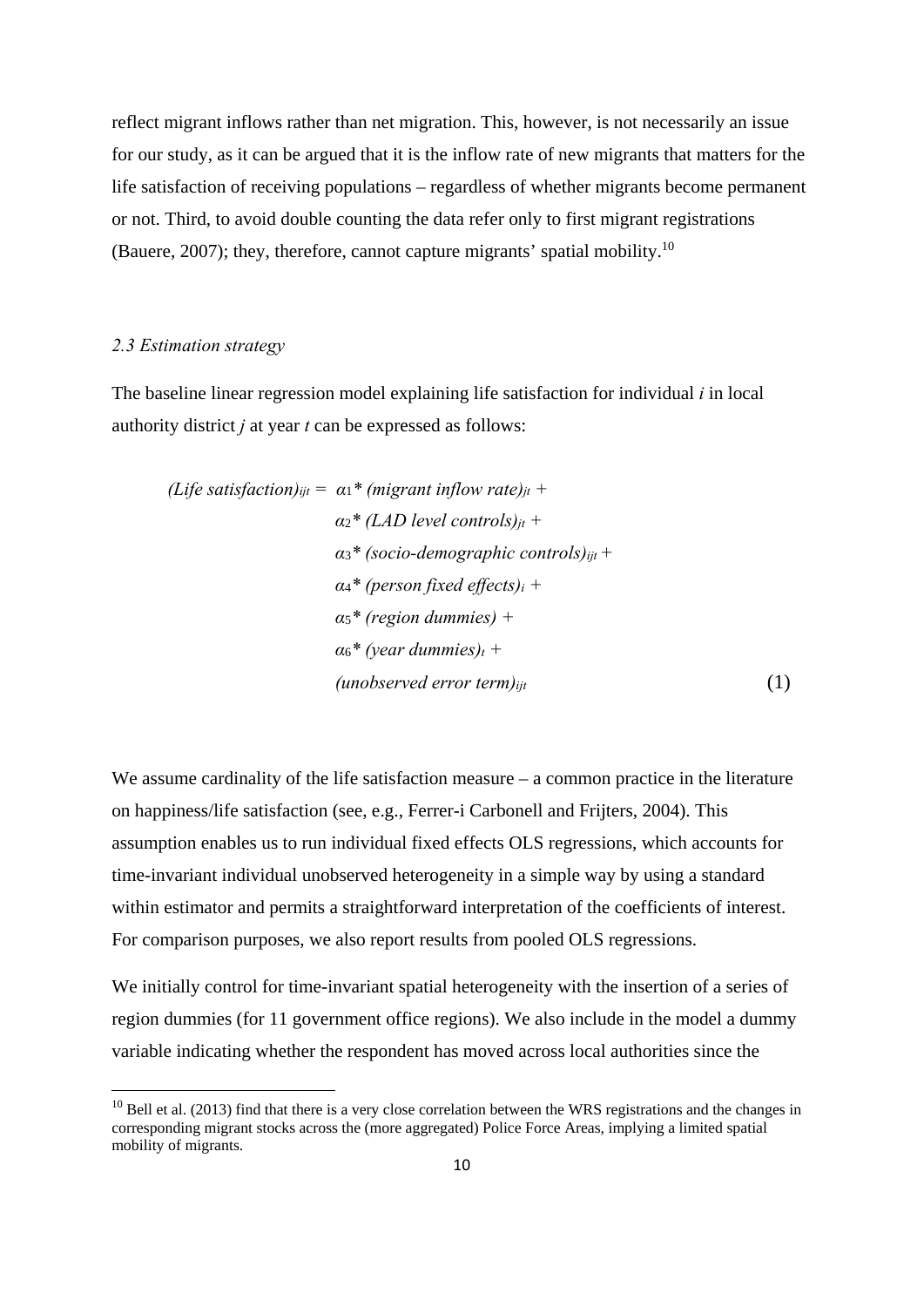reflect migrant inflows rather than net migration. This, however, is not necessarily an issue for our study, as it can be argued that it is the inflow rate of new migrants that matters for the life satisfaction of receiving populations – regardless of whether migrants become permanent or not. Third, to avoid double counting the data refer only to first migrant registrations (Bauere, 2007); they, therefore, cannot capture migrants' spatial mobility.[10]

### *2.3 Estimation strategy*

The baseline linear regression model explaining life satisfaction for individual *i* in local authority district *j* at year *t* can be expressed as follows:

$$
\begin{aligned}
(\textit{Life satisfaction})_{ijt} = \; & \alpha_1 * (\textit{migrant inflow rate})_{jt} + \\
& \alpha_2 * (\textit{LAD level controls})_{jt} + \\
& \alpha_3 * (\textit{socio-demographic controls})_{ijt} + \\
& \alpha_4 * (\textit{person fixed effects})_{i} + \\
& \alpha_5 * (\textit{region dummies}) + \\
& \alpha_6 * (\textit{year dummies})_{t} + \\
& (\textit{unobserved error term})_{ijt} \qquad (1)
\end{aligned}
$$

We assume cardinality of the life satisfaction measure – a common practice in the literature on happiness/life satisfaction (see, e.g., Ferrer-i Carbonell and Frijters, 2004). This assumption enables us to run individual fixed effects OLS regressions, which accounts for time-invariant individual unobserved heterogeneity in a simple way by using a standard within estimator and permits a straightforward interpretation of the coefficients of interest. For comparison purposes, we also report results from pooled OLS regressions.

We initially control for time-invariant spatial heterogeneity with the insertion of a series of region dummies (for 11 government office regions). We also include in the model a dummy variable indicating whether the respondent has moved across local authorities since the

[10] Bell et al. (2013) find that there is a very close correlation between the WRS registrations and the changes in corresponding migrant stocks across the (more aggregated) Police Force Areas, implying a limited spatial mobility of migrants.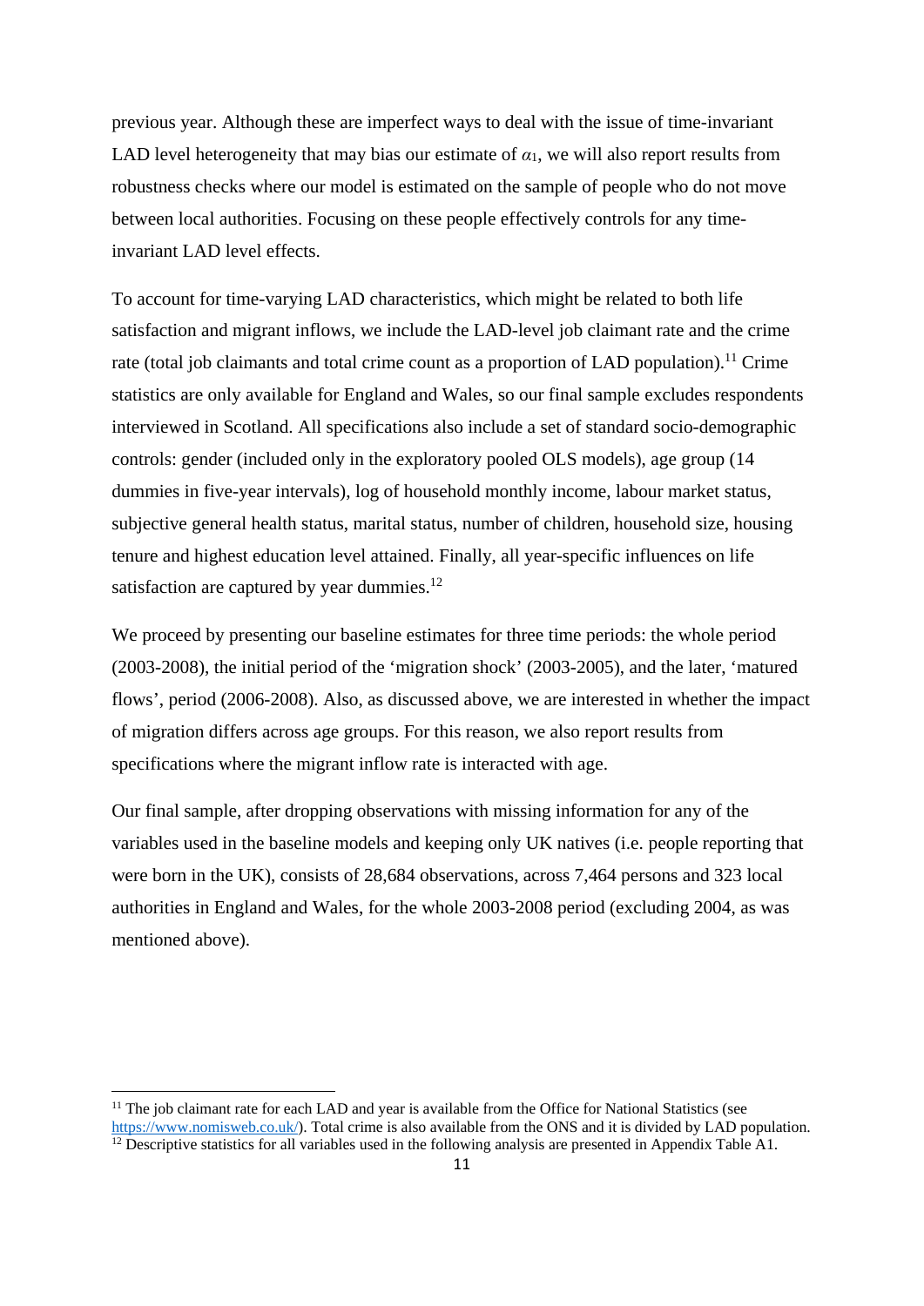previous year. Although these are imperfect ways to deal with the issue of time-invariant LAD level heterogeneity that may bias our estimate of $\alpha_1$, we will also report results from robustness checks where our model is estimated on the sample of people who do not move between local authorities. Focusing on these people effectively controls for any time-invariant LAD level effects.

To account for time-varying LAD characteristics, which might be related to both life satisfaction and migrant inflows, we include the LAD-level job claimant rate and the crime rate (total job claimants and total crime count as a proportion of LAD population).[11] Crime statistics are only available for England and Wales, so our final sample excludes respondents interviewed in Scotland. All specifications also include a set of standard socio-demographic controls: gender (included only in the exploratory pooled OLS models), age group (14 dummies in five-year intervals), log of household monthly income, labour market status, subjective general health status, marital status, number of children, household size, housing tenure and highest education level attained. Finally, all year-specific influences on life satisfaction are captured by year dummies.[12]

We proceed by presenting our baseline estimates for three time periods: the whole period (2003-2008), the initial period of the 'migration shock' (2003-2005), and the later, 'matured flows', period (2006-2008). Also, as discussed above, we are interested in whether the impact of migration differs across age groups. For this reason, we also report results from specifications where the migrant inflow rate is interacted with age.

Our final sample, after dropping observations with missing information for any of the variables used in the baseline models and keeping only UK natives (i.e. people reporting that were born in the UK), consists of 28,684 observations, across 7,464 persons and 323 local authorities in England and Wales, for the whole 2003-2008 period (excluding 2004, as was mentioned above).

[11] The job claimant rate for each LAD and year is available from the Office for National Statistics (see https://www.nomisweb.co.uk/). Total crime is also available from the ONS and it is divided by LAD population.

[12] Descriptive statistics for all variables used in the following analysis are presented in Appendix Table A1.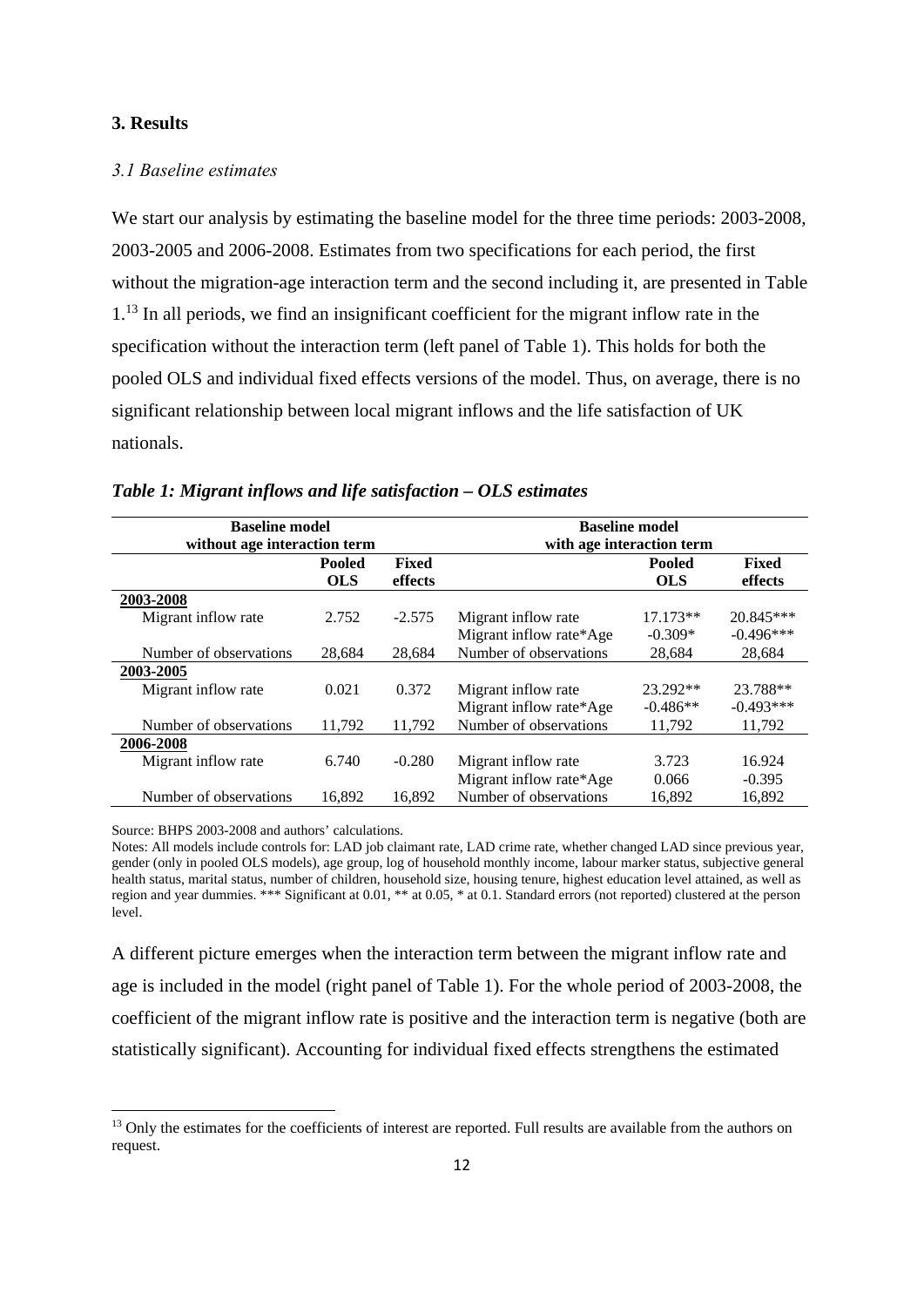## 3. Results

### *3.1 Baseline estimates*

We start our analysis by estimating the baseline model for the three time periods: 2003-2008, 2003-2005 and 2006-2008. Estimates from two specifications for each period, the first without the migration-age interaction term and the second including it, are presented in Table 1.[13] In all periods, we find an insignificant coefficient for the migrant inflow rate in the specification without the interaction term (left panel of Table 1). This holds for both the pooled OLS and individual fixed effects versions of the model. Thus, on average, there is no significant relationship between local migrant inflows and the life satisfaction of UK nationals.

***Table 1: Migrant inflows and life satisfaction – OLS estimates***

| **Baseline model without age interaction term** | | | **Baseline model with age interaction term** | | |
|---|---|---|---|---|---|
| | **Pooled OLS** | **Fixed effects** | | **Pooled OLS** | **Fixed effects** |
| **2003-2008** | | | | | |
| Migrant inflow rate | 2.752 | -2.575 | Migrant inflow rate | 17.173** | 20.845*** |
| | | | Migrant inflow rate*Age | -0.309* | -0.496*** |
| Number of observations | 28,684 | 28,684 | Number of observations | 28,684 | 28,684 |
| **2003-2005** | | | | | |
| Migrant inflow rate | 0.021 | 0.372 | Migrant inflow rate | 23.292** | 23.788** |
| | | | Migrant inflow rate*Age | -0.486** | -0.493*** |
| Number of observations | 11,792 | 11,792 | Number of observations | 11,792 | 11,792 |
| **2006-2008** | | | | | |
| Migrant inflow rate | 6.740 | -0.280 | Migrant inflow rate | 3.723 | 16.924 |
| | | | Migrant inflow rate*Age | 0.066 | -0.395 |
| Number of observations | 16,892 | 16,892 | Number of observations | 16,892 | 16,892 |

Source: BHPS 2003-2008 and authors' calculations.

Notes: All models include controls for: LAD job claimant rate, LAD crime rate, whether changed LAD since previous year, gender (only in pooled OLS models), age group, log of household monthly income, labour marker status, subjective general health status, marital status, number of children, household size, housing tenure, highest education level attained, as well as region and year dummies. *** Significant at 0.01, ** at 0.05, * at 0.1. Standard errors (not reported) clustered at the person level.

A different picture emerges when the interaction term between the migrant inflow rate and age is included in the model (right panel of Table 1). For the whole period of 2003-2008, the coefficient of the migrant inflow rate is positive and the interaction term is negative (both are statistically significant). Accounting for individual fixed effects strengthens the estimated

[13] Only the estimates for the coefficients of interest are reported. Full results are available from the authors on request.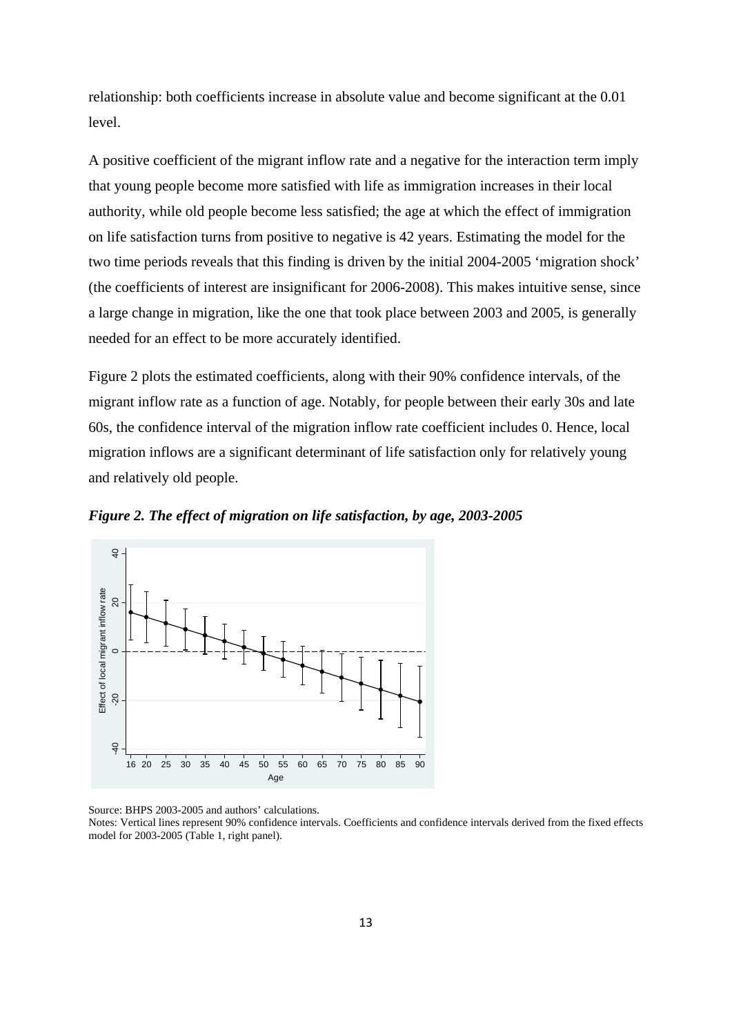relationship: both coefficients increase in absolute value and become significant at the 0.01 level.

A positive coefficient of the migrant inflow rate and a negative for the interaction term imply that young people become more satisfied with life as immigration increases in their local authority, while old people become less satisfied; the age at which the effect of immigration on life satisfaction turns from positive to negative is 42 years. Estimating the model for the two time periods reveals that this finding is driven by the initial 2004-2005 'migration shock' (the coefficients of interest are insignificant for 2006-2008). This makes intuitive sense, since a large change in migration, like the one that took place between 2003 and 2005, is generally needed for an effect to be more accurately identified.

Figure 2 plots the estimated coefficients, along with their 90% confidence intervals, of the migrant inflow rate as a function of age. Notably, for people between their early 30s and late 60s, the confidence interval of the migration inflow rate coefficient includes 0. Hence, local migration inflows are a significant determinant of life satisfaction only for relatively young and relatively old people.

***Figure 2. The effect of migration on life satisfaction, by age, 2003-2005***

Source: BHPS 2003-2005 and authors' calculations.
Notes: Vertical lines represent 90% confidence intervals. Coefficients and confidence intervals derived from the fixed effects model for 2003-2005 (Table 1, right panel).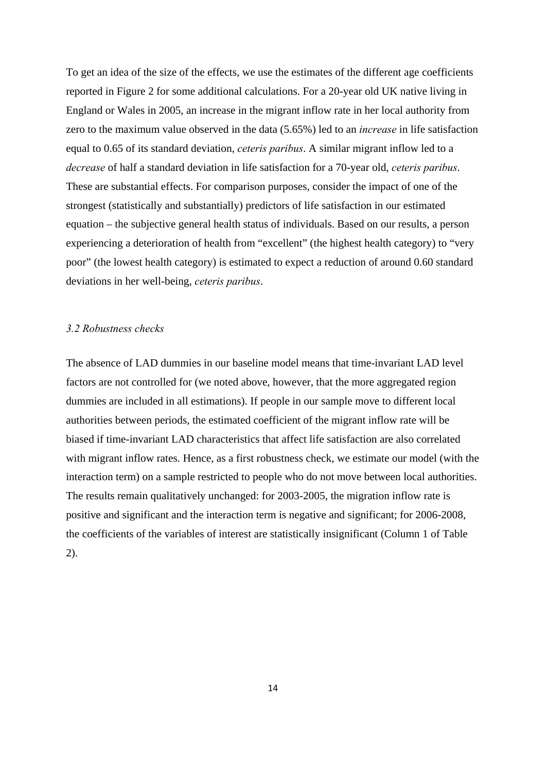To get an idea of the size of the effects, we use the estimates of the different age coefficients reported in Figure 2 for some additional calculations. For a 20-year old UK native living in England or Wales in 2005, an increase in the migrant inflow rate in her local authority from zero to the maximum value observed in the data (5.65%) led to an *increase* in life satisfaction equal to 0.65 of its standard deviation, *ceteris paribus*. A similar migrant inflow led to a *decrease* of half a standard deviation in life satisfaction for a 70-year old, *ceteris paribus*. These are substantial effects. For comparison purposes, consider the impact of one of the strongest (statistically and substantially) predictors of life satisfaction in our estimated equation – the subjective general health status of individuals. Based on our results, a person experiencing a deterioration of health from "excellent" (the highest health category) to "very poor" (the lowest health category) is estimated to expect a reduction of around 0.60 standard deviations in her well-being, *ceteris paribus*.

### *3.2 Robustness checks*

The absence of LAD dummies in our baseline model means that time-invariant LAD level factors are not controlled for (we noted above, however, that the more aggregated region dummies are included in all estimations). If people in our sample move to different local authorities between periods, the estimated coefficient of the migrant inflow rate will be biased if time-invariant LAD characteristics that affect life satisfaction are also correlated with migrant inflow rates. Hence, as a first robustness check, we estimate our model (with the interaction term) on a sample restricted to people who do not move between local authorities. The results remain qualitatively unchanged: for 2003-2005, the migration inflow rate is positive and significant and the interaction term is negative and significant; for 2006-2008, the coefficients of the variables of interest are statistically insignificant (Column 1 of Table 2).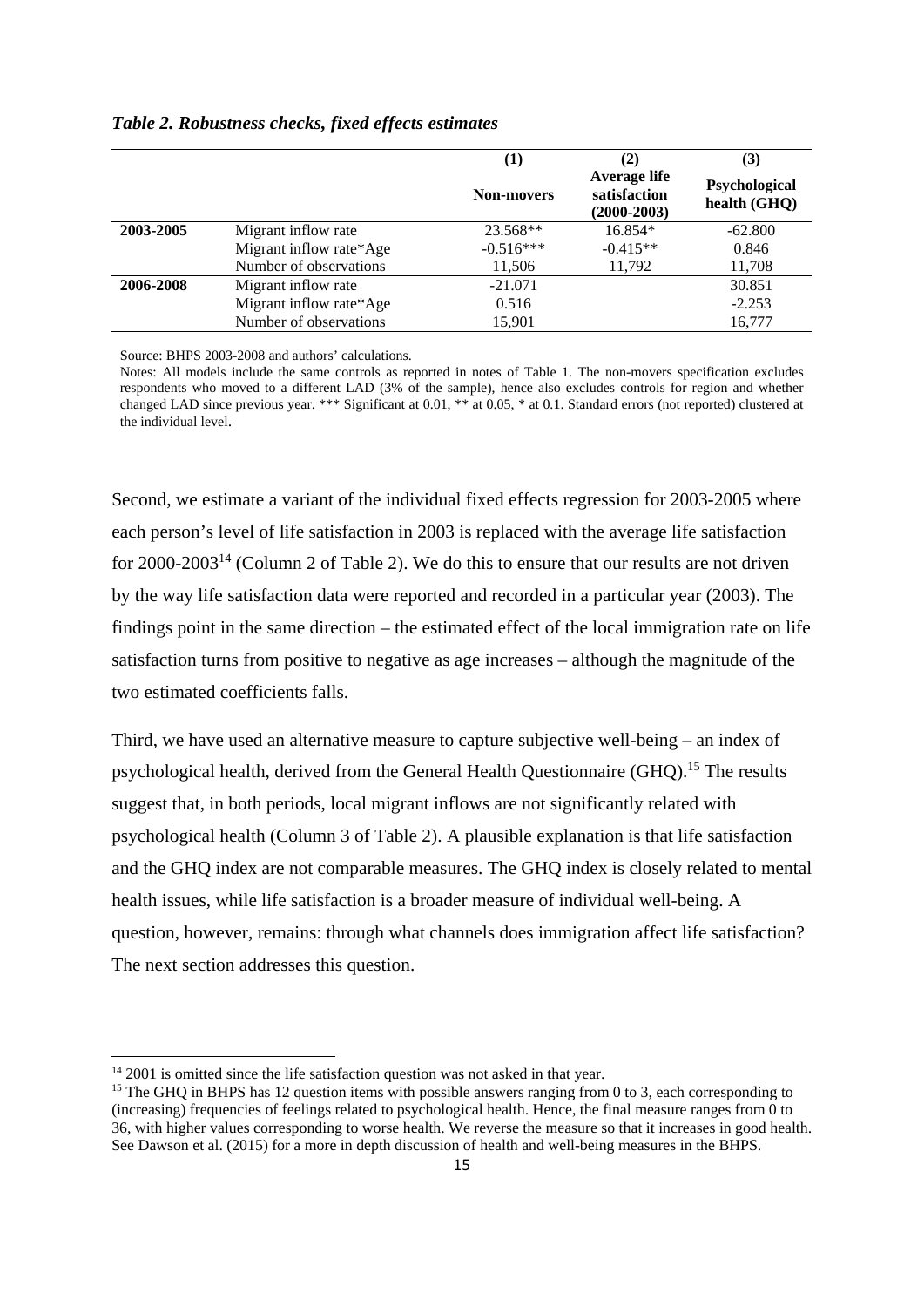*Table 2. Robustness checks, fixed effects estimates*

| | | (1) | (2) | (3) |
|---|---|---|---|---|
| | | **Non-movers** | **Average life satisfaction (2000-2003)** | **Psychological health (GHQ)** |
| **2003-2005** | Migrant inflow rate | 23.568** | 16.854* | -62.800 |
| | Migrant inflow rate*Age | -0.516*** | -0.415** | 0.846 |
| | Number of observations | 11,506 | 11,792 | 11,708 |
| **2006-2008** | Migrant inflow rate | -21.071 | | 30.851 |
| | Migrant inflow rate*Age | 0.516 | | -2.253 |
| | Number of observations | 15,901 | | 16,777 |

Source: BHPS 2003-2008 and authors' calculations.

Notes: All models include the same controls as reported in notes of Table 1. The non-movers specification excludes respondents who moved to a different LAD (3% of the sample), hence also excludes controls for region and whether changed LAD since previous year. *** Significant at 0.01, ** at 0.05, * at 0.1. Standard errors (not reported) clustered at the individual level.

Second, we estimate a variant of the individual fixed effects regression for 2003-2005 where each person's level of life satisfaction in 2003 is replaced with the average life satisfaction for 2000-2003[14] (Column 2 of Table 2). We do this to ensure that our results are not driven by the way life satisfaction data were reported and recorded in a particular year (2003). The findings point in the same direction – the estimated effect of the local immigration rate on life satisfaction turns from positive to negative as age increases – although the magnitude of the two estimated coefficients falls.

Third, we have used an alternative measure to capture subjective well-being – an index of psychological health, derived from the General Health Questionnaire (GHQ).[15] The results suggest that, in both periods, local migrant inflows are not significantly related with psychological health (Column 3 of Table 2). A plausible explanation is that life satisfaction and the GHQ index are not comparable measures. The GHQ index is closely related to mental health issues, while life satisfaction is a broader measure of individual well-being. A question, however, remains: through what channels does immigration affect life satisfaction? The next section addresses this question.

[14] 2001 is omitted since the life satisfaction question was not asked in that year.

[15] The GHQ in BHPS has 12 question items with possible answers ranging from 0 to 3, each corresponding to (increasing) frequencies of feelings related to psychological health. Hence, the final measure ranges from 0 to 36, with higher values corresponding to worse health. We reverse the measure so that it increases in good health. See Dawson et al. (2015) for a more in depth discussion of health and well-being measures in the BHPS.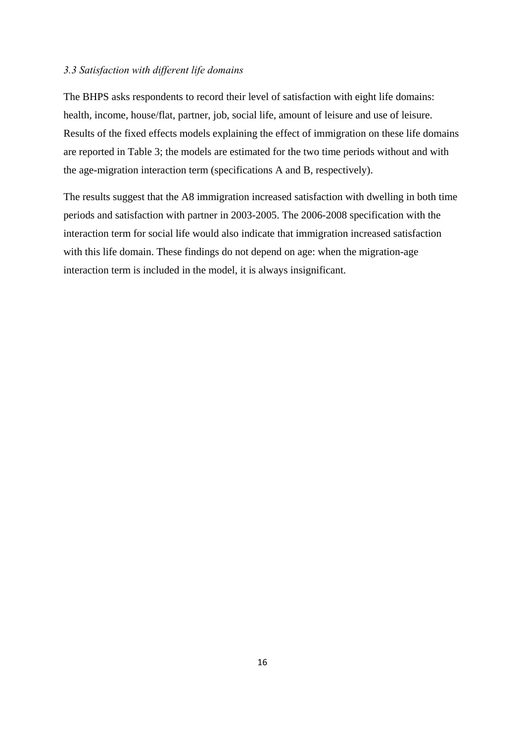### *3.3 Satisfaction with different life domains*

The BHPS asks respondents to record their level of satisfaction with eight life domains: health, income, house/flat, partner, job, social life, amount of leisure and use of leisure. Results of the fixed effects models explaining the effect of immigration on these life domains are reported in Table 3; the models are estimated for the two time periods without and with the age-migration interaction term (specifications A and B, respectively).

The results suggest that the A8 immigration increased satisfaction with dwelling in both time periods and satisfaction with partner in 2003-2005. The 2006-2008 specification with the interaction term for social life would also indicate that immigration increased satisfaction with this life domain. These findings do not depend on age: when the migration-age interaction term is included in the model, it is always insignificant.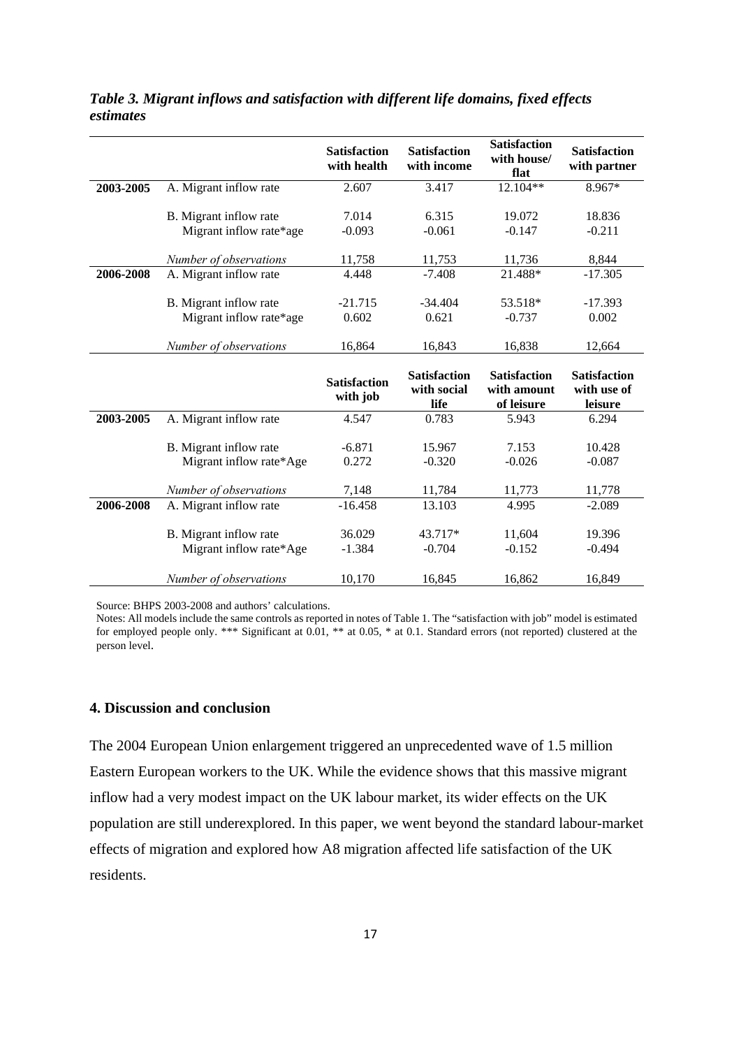*Table 3. Migrant inflows and satisfaction with different life domains, fixed effects estimates*

| | | Satisfaction with health | Satisfaction with income | Satisfaction with house/ flat | Satisfaction with partner |
|---|---|---|---|---|---|
| **2003-2005** | A. Migrant inflow rate | 2.607 | 3.417 | 12.104** | 8.967* |
| | B. Migrant inflow rate | 7.014 | 6.315 | 19.072 | 18.836 |
| | Migrant inflow rate*age | -0.093 | -0.061 | -0.147 | -0.211 |
| | *Number of observations* | 11,758 | 11,753 | 11,736 | 8,844 |
| **2006-2008** | A. Migrant inflow rate | 4.448 | -7.408 | 21.488* | -17.305 |
| | B. Migrant inflow rate | -21.715 | -34.404 | 53.518* | -17.393 |
| | Migrant inflow rate*age | 0.602 | 0.621 | -0.737 | 0.002 |
| | *Number of observations* | 16,864 | 16,843 | 16,838 | 12,664 |
| | | **Satisfaction with job** | **Satisfaction with social life** | **Satisfaction with amount of leisure** | **Satisfaction with use of leisure** |
| **2003-2005** | A. Migrant inflow rate | 4.547 | 0.783 | 5.943 | 6.294 |
| | B. Migrant inflow rate | -6.871 | 15.967 | 7.153 | 10.428 |
| | Migrant inflow rate*Age | 0.272 | -0.320 | -0.026 | -0.087 |
| | *Number of observations* | 7,148 | 11,784 | 11,773 | 11,778 |
| **2006-2008** | A. Migrant inflow rate | -16.458 | 13.103 | 4.995 | -2.089 |
| | B. Migrant inflow rate | 36.029 | 43.717* | 11,604 | 19.396 |
| | Migrant inflow rate*Age | -1.384 | -0.704 | -0.152 | -0.494 |
| | *Number of observations* | 10,170 | 16,845 | 16,862 | 16,849 |

Source: BHPS 2003-2008 and authors' calculations.
Notes: All models include the same controls as reported in notes of Table 1. The "satisfaction with job" model is estimated for employed people only. *** Significant at 0.01, ** at 0.05, * at 0.1. Standard errors (not reported) clustered at the person level.

## 4. Discussion and conclusion

The 2004 European Union enlargement triggered an unprecedented wave of 1.5 million Eastern European workers to the UK. While the evidence shows that this massive migrant inflow had a very modest impact on the UK labour market, its wider effects on the UK population are still underexplored. In this paper, we went beyond the standard labour-market effects of migration and explored how A8 migration affected life satisfaction of the UK residents.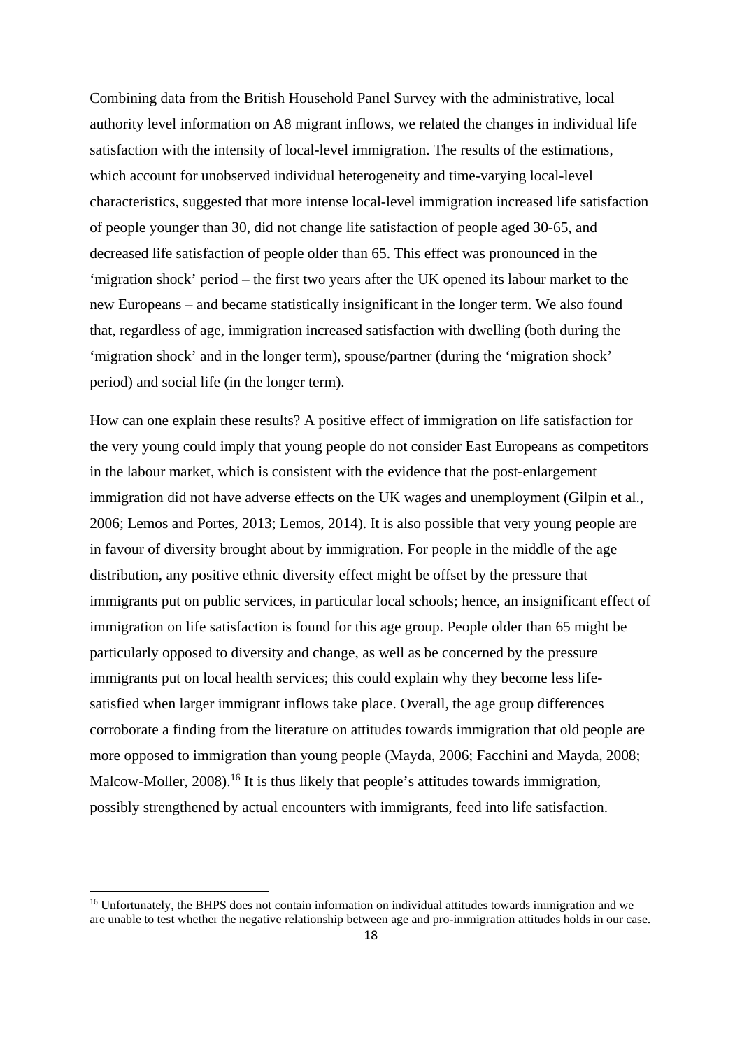Combining data from the British Household Panel Survey with the administrative, local authority level information on A8 migrant inflows, we related the changes in individual life satisfaction with the intensity of local-level immigration. The results of the estimations, which account for unobserved individual heterogeneity and time-varying local-level characteristics, suggested that more intense local-level immigration increased life satisfaction of people younger than 30, did not change life satisfaction of people aged 30-65, and decreased life satisfaction of people older than 65. This effect was pronounced in the 'migration shock' period – the first two years after the UK opened its labour market to the new Europeans – and became statistically insignificant in the longer term. We also found that, regardless of age, immigration increased satisfaction with dwelling (both during the 'migration shock' and in the longer term), spouse/partner (during the 'migration shock' period) and social life (in the longer term).

How can one explain these results? A positive effect of immigration on life satisfaction for the very young could imply that young people do not consider East Europeans as competitors in the labour market, which is consistent with the evidence that the post-enlargement immigration did not have adverse effects on the UK wages and unemployment (Gilpin et al., 2006; Lemos and Portes, 2013; Lemos, 2014). It is also possible that very young people are in favour of diversity brought about by immigration. For people in the middle of the age distribution, any positive ethnic diversity effect might be offset by the pressure that immigrants put on public services, in particular local schools; hence, an insignificant effect of immigration on life satisfaction is found for this age group. People older than 65 might be particularly opposed to diversity and change, as well as be concerned by the pressure immigrants put on local health services; this could explain why they become less life-satisfied when larger immigrant inflows take place. Overall, the age group differences corroborate a finding from the literature on attitudes towards immigration that old people are more opposed to immigration than young people (Mayda, 2006; Facchini and Mayda, 2008; Malcow-Moller, 2008).[16] It is thus likely that people's attitudes towards immigration, possibly strengthened by actual encounters with immigrants, feed into life satisfaction.

[16] Unfortunately, the BHPS does not contain information on individual attitudes towards immigration and we are unable to test whether the negative relationship between age and pro-immigration attitudes holds in our case.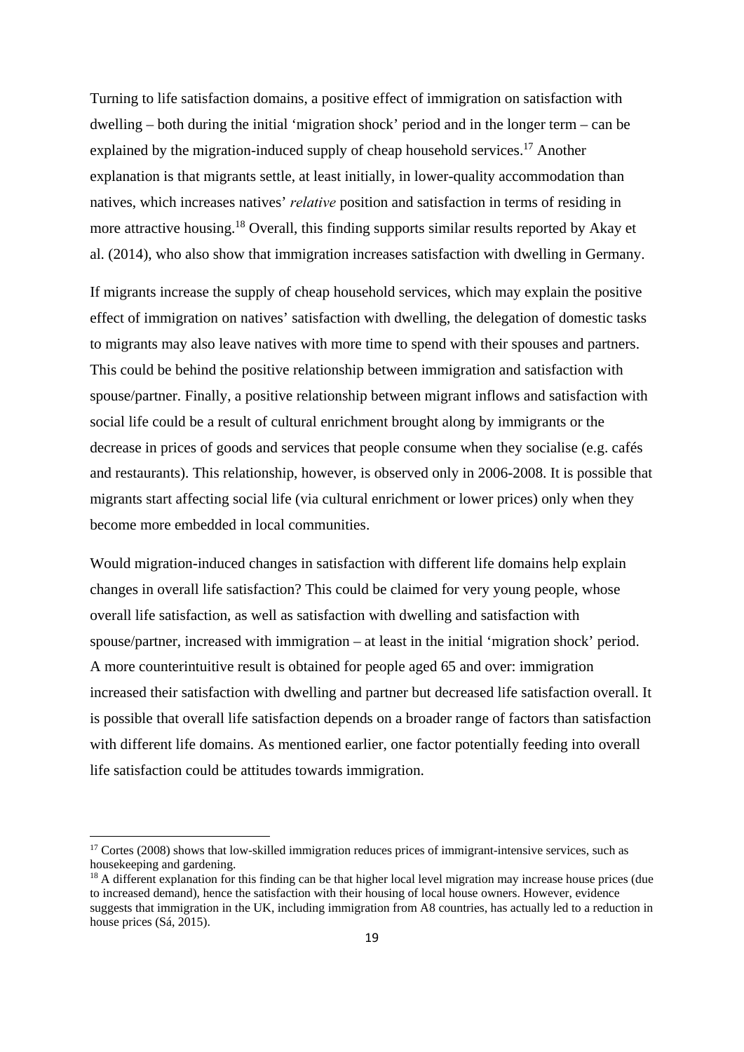Turning to life satisfaction domains, a positive effect of immigration on satisfaction with dwelling – both during the initial 'migration shock' period and in the longer term – can be explained by the migration-induced supply of cheap household services.[17] Another explanation is that migrants settle, at least initially, in lower-quality accommodation than natives, which increases natives' *relative* position and satisfaction in terms of residing in more attractive housing.[18] Overall, this finding supports similar results reported by Akay et al. (2014), who also show that immigration increases satisfaction with dwelling in Germany.

If migrants increase the supply of cheap household services, which may explain the positive effect of immigration on natives' satisfaction with dwelling, the delegation of domestic tasks to migrants may also leave natives with more time to spend with their spouses and partners. This could be behind the positive relationship between immigration and satisfaction with spouse/partner. Finally, a positive relationship between migrant inflows and satisfaction with social life could be a result of cultural enrichment brought along by immigrants or the decrease in prices of goods and services that people consume when they socialise (e.g. cafés and restaurants). This relationship, however, is observed only in 2006-2008. It is possible that migrants start affecting social life (via cultural enrichment or lower prices) only when they become more embedded in local communities.

Would migration-induced changes in satisfaction with different life domains help explain changes in overall life satisfaction? This could be claimed for very young people, whose overall life satisfaction, as well as satisfaction with dwelling and satisfaction with spouse/partner, increased with immigration – at least in the initial 'migration shock' period. A more counterintuitive result is obtained for people aged 65 and over: immigration increased their satisfaction with dwelling and partner but decreased life satisfaction overall. It is possible that overall life satisfaction depends on a broader range of factors than satisfaction with different life domains. As mentioned earlier, one factor potentially feeding into overall life satisfaction could be attitudes towards immigration.

---

[17] Cortes (2008) shows that low-skilled immigration reduces prices of immigrant-intensive services, such as housekeeping and gardening.

[18] A different explanation for this finding can be that higher local level migration may increase house prices (due to increased demand), hence the satisfaction with their housing of local house owners. However, evidence suggests that immigration in the UK, including immigration from A8 countries, has actually led to a reduction in house prices (Sá, 2015).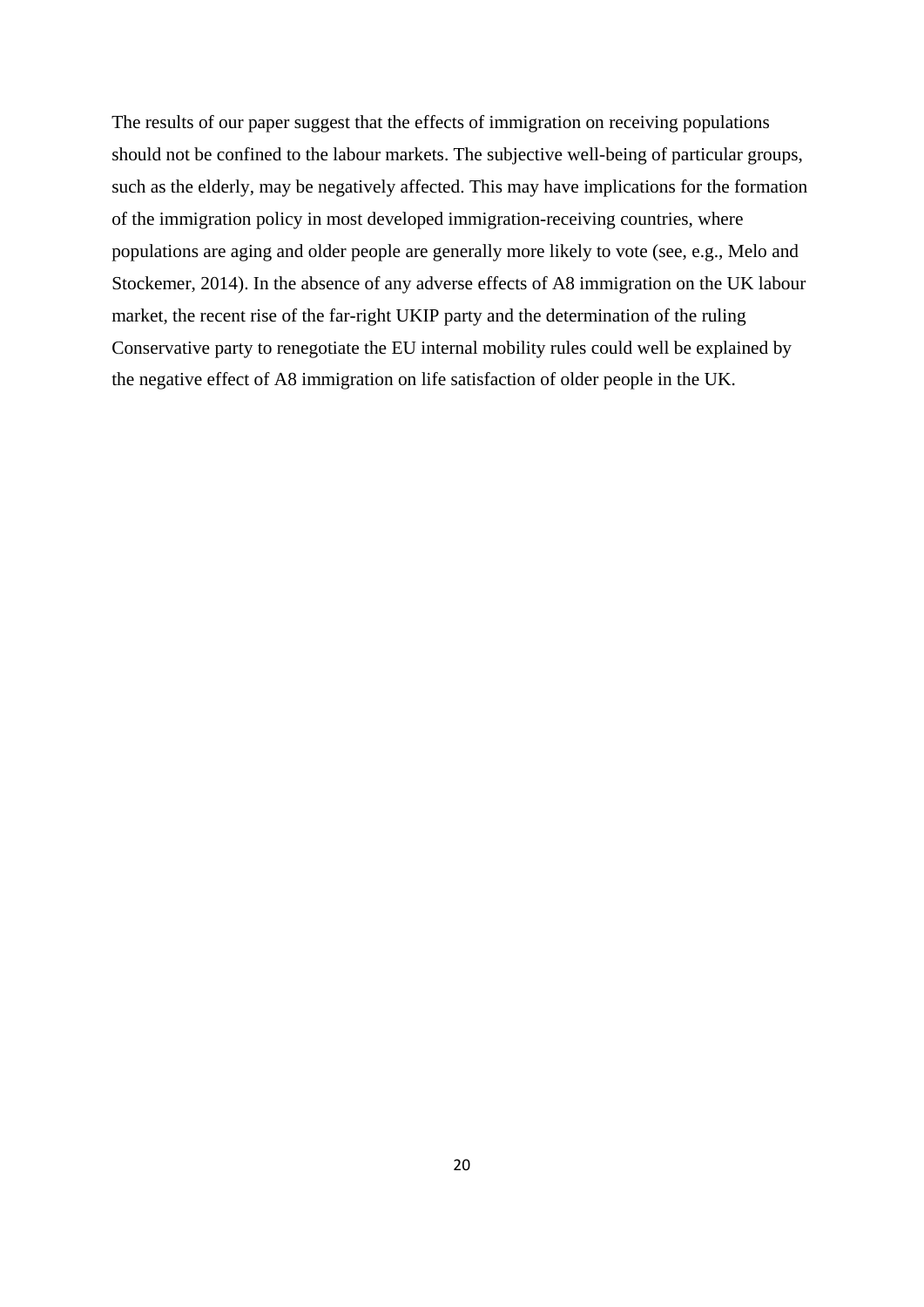The results of our paper suggest that the effects of immigration on receiving populations should not be confined to the labour markets. The subjective well-being of particular groups, such as the elderly, may be negatively affected. This may have implications for the formation of the immigration policy in most developed immigration-receiving countries, where populations are aging and older people are generally more likely to vote (see, e.g., Melo and Stockemer, 2014). In the absence of any adverse effects of A8 immigration on the UK labour market, the recent rise of the far-right UKIP party and the determination of the ruling Conservative party to renegotiate the EU internal mobility rules could well be explained by the negative effect of A8 immigration on life satisfaction of older people in the UK.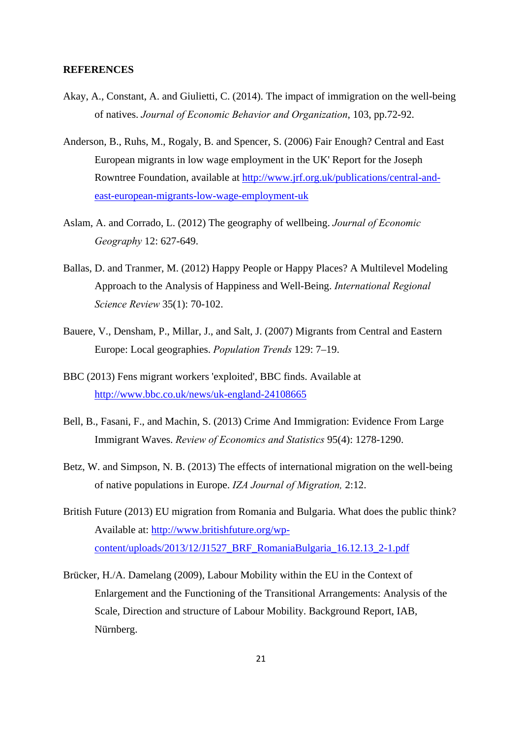**REFERENCES**

Akay, A., Constant, A. and Giulietti, C. (2014). The impact of immigration on the well-being of natives. *Journal of Economic Behavior and Organization*, 103, pp.72-92.

Anderson, B., Ruhs, M., Rogaly, B. and Spencer, S. (2006) Fair Enough? Central and East European migrants in low wage employment in the UK' Report for the Joseph Rowntree Foundation, available at http://www.jrf.org.uk/publications/central-and-east-european-migrants-low-wage-employment-uk

Aslam, A. and Corrado, L. (2012) The geography of wellbeing. *Journal of Economic Geography* 12: 627-649.

Ballas, D. and Tranmer, M. (2012) Happy People or Happy Places? A Multilevel Modeling Approach to the Analysis of Happiness and Well-Being. *International Regional Science Review* 35(1): 70-102.

Bauere, V., Densham, P., Millar, J., and Salt, J. (2007) Migrants from Central and Eastern Europe: Local geographies. *Population Trends* 129: 7–19.

BBC (2013) Fens migrant workers 'exploited', BBC finds. Available at http://www.bbc.co.uk/news/uk-england-24108665

Bell, B., Fasani, F., and Machin, S. (2013) Crime And Immigration: Evidence From Large Immigrant Waves. *Review of Economics and Statistics* 95(4): 1278-1290.

Betz, W. and Simpson, N. B. (2013) The effects of international migration on the well-being of native populations in Europe. *IZA Journal of Migration,* 2:12.

British Future (2013) EU migration from Romania and Bulgaria. What does the public think? Available at: http://www.britishfuture.org/wp-content/uploads/2013/12/J1527_BRF_RomaniaBulgaria_16.12.13_2-1.pdf

Brücker, H./A. Damelang (2009), Labour Mobility within the EU in the Context of Enlargement and the Functioning of the Transitional Arrangements: Analysis of the Scale, Direction and structure of Labour Mobility. Background Report, IAB, Nürnberg.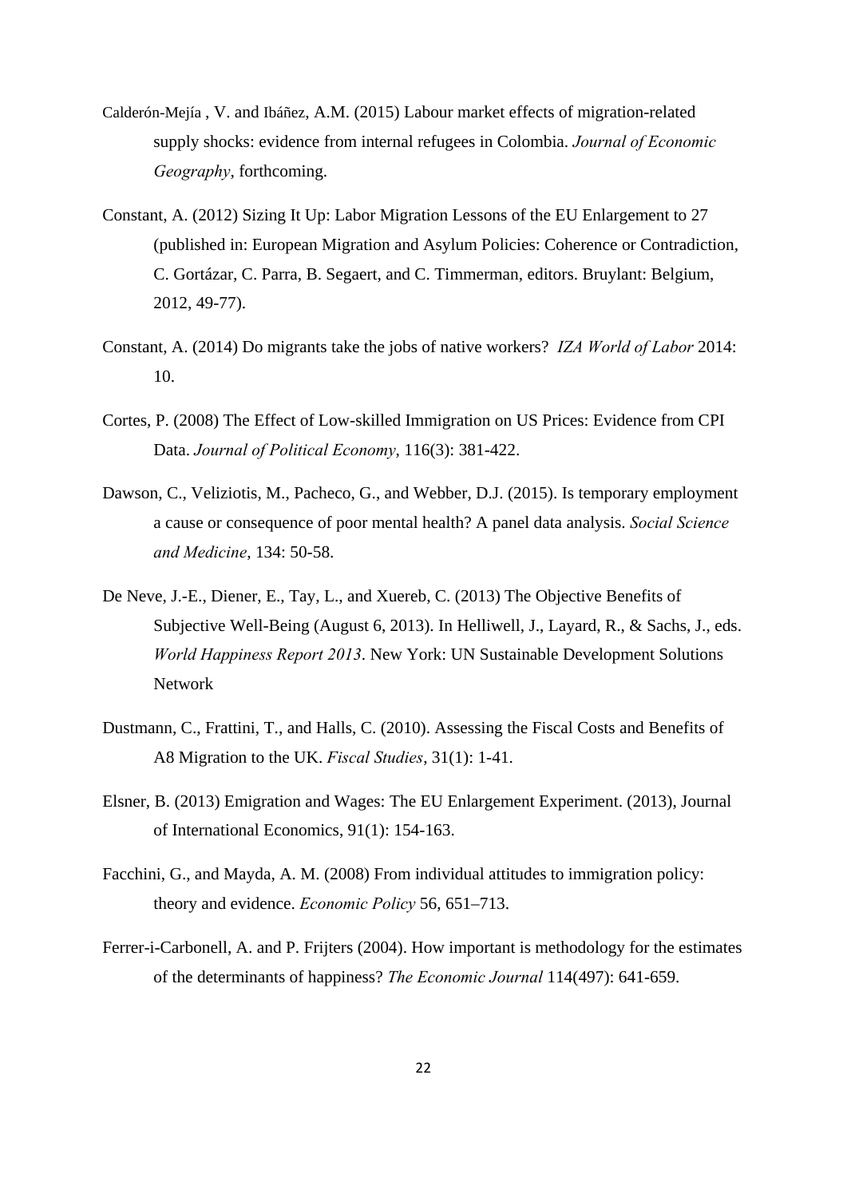Calderón-Mejía , V. and Ibáñez, A.M. (2015) Labour market effects of migration-related supply shocks: evidence from internal refugees in Colombia. *Journal of Economic Geography*, forthcoming.

Constant, A. (2012) Sizing It Up: Labor Migration Lessons of the EU Enlargement to 27 (published in: European Migration and Asylum Policies: Coherence or Contradiction, C. Gortázar, C. Parra, B. Segaert, and C. Timmerman, editors. Bruylant: Belgium, 2012, 49-77).

Constant, A. (2014) Do migrants take the jobs of native workers? *IZA World of Labor* 2014: 10.

Cortes, P. (2008) The Effect of Low-skilled Immigration on US Prices: Evidence from CPI Data. *Journal of Political Economy*, 116(3): 381-422.

Dawson, C., Veliziotis, M., Pacheco, G., and Webber, D.J. (2015). Is temporary employment a cause or consequence of poor mental health? A panel data analysis. *Social Science and Medicine*, 134: 50-58.

De Neve, J.-E., Diener, E., Tay, L., and Xuereb, C. (2013) The Objective Benefits of Subjective Well-Being (August 6, 2013). In Helliwell, J., Layard, R., & Sachs, J., eds. *World Happiness Report 2013*. New York: UN Sustainable Development Solutions Network

Dustmann, C., Frattini, T., and Halls, C. (2010). Assessing the Fiscal Costs and Benefits of A8 Migration to the UK. *Fiscal Studies*, 31(1): 1-41.

Elsner, B. (2013) Emigration and Wages: The EU Enlargement Experiment. (2013), Journal of International Economics, 91(1): 154-163.

Facchini, G., and Mayda, A. M. (2008) From individual attitudes to immigration policy: theory and evidence. *Economic Policy* 56, 651–713.

Ferrer-i-Carbonell, A. and P. Frijters (2004). How important is methodology for the estimates of the determinants of happiness? *The Economic Journal* 114(497): 641-659.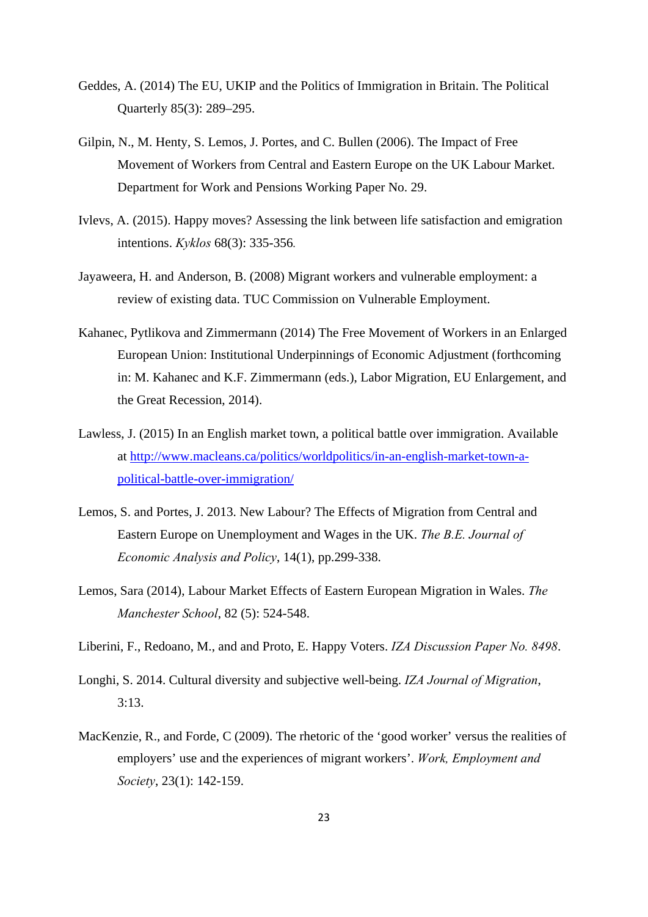Geddes, A. (2014) The EU, UKIP and the Politics of Immigration in Britain. The Political Quarterly 85(3): 289–295.

Gilpin, N., M. Henty, S. Lemos, J. Portes, and C. Bullen (2006). The Impact of Free Movement of Workers from Central and Eastern Europe on the UK Labour Market. Department for Work and Pensions Working Paper No. 29.

Ivlevs, A. (2015). Happy moves? Assessing the link between life satisfaction and emigration intentions. *Kyklos* 68(3): 335-356.

Jayaweera, H. and Anderson, B. (2008) Migrant workers and vulnerable employment: a review of existing data. TUC Commission on Vulnerable Employment.

Kahanec, Pytlikova and Zimmermann (2014) The Free Movement of Workers in an Enlarged European Union: Institutional Underpinnings of Economic Adjustment (forthcoming in: M. Kahanec and K.F. Zimmermann (eds.), Labor Migration, EU Enlargement, and the Great Recession, 2014).

Lawless, J. (2015) In an English market town, a political battle over immigration. Available at [http://www.macleans.ca/politics/worldpolitics/in-an-english-market-town-a-political-battle-over-immigration/](http://www.macleans.ca/politics/worldpolitics/in-an-english-market-town-a-political-battle-over-immigration/)

Lemos, S. and Portes, J. 2013. New Labour? The Effects of Migration from Central and Eastern Europe on Unemployment and Wages in the UK. *The B.E. Journal of Economic Analysis and Policy*, 14(1), pp.299-338.

Lemos, Sara (2014), Labour Market Effects of Eastern European Migration in Wales. *The Manchester School*, 82 (5): 524-548.

Liberini, F., Redoano, M., and and Proto, E. Happy Voters. *IZA Discussion Paper No. 8498*.

Longhi, S. 2014. Cultural diversity and subjective well-being. *IZA Journal of Migration*, 3:13.

MacKenzie, R., and Forde, C (2009). The rhetoric of the 'good worker' versus the realities of employers' use and the experiences of migrant workers'. *Work, Employment and Society*, 23(1): 142-159.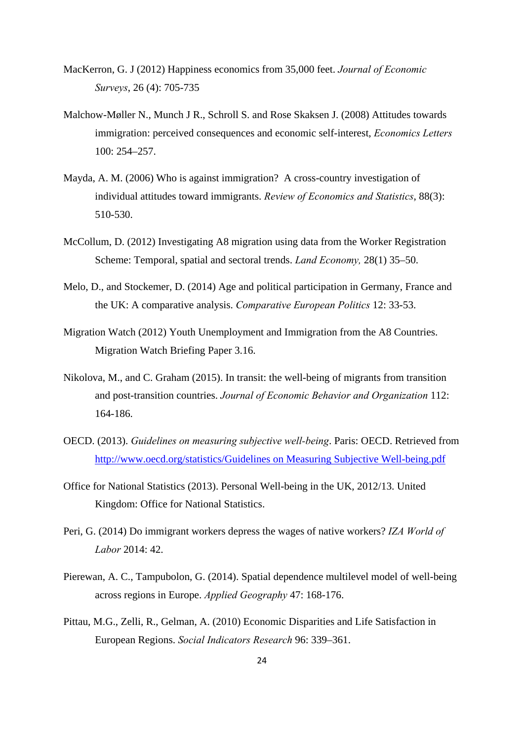MacKerron, G. J (2012) Happiness economics from 35,000 feet. *Journal of Economic Surveys*, 26 (4): 705-735

Malchow-Møller N., Munch J R., Schroll S. and Rose Skaksen J. (2008) Attitudes towards immigration: perceived consequences and economic self-interest, *Economics Letters* 100: 254–257.

Mayda, A. M. (2006) Who is against immigration? A cross-country investigation of individual attitudes toward immigrants. *Review of Economics and Statistics*, 88(3): 510-530.

McCollum, D. (2012) Investigating A8 migration using data from the Worker Registration Scheme: Temporal, spatial and sectoral trends. *Land Economy,* 28(1) 35–50.

Melo, D., and Stockemer, D. (2014) Age and political participation in Germany, France and the UK: A comparative analysis. *Comparative European Politics* 12: 33-53.

Migration Watch (2012) Youth Unemployment and Immigration from the A8 Countries. Migration Watch Briefing Paper 3.16.

Nikolova, M., and C. Graham (2015). In transit: the well-being of migrants from transition and post-transition countries. *Journal of Economic Behavior and Organization* 112: 164-186.

OECD. (2013). *Guidelines on measuring subjective well-being*. Paris: OECD. Retrieved from [http://www.oecd.org/statistics/Guidelines on Measuring Subjective Well-being.pdf](http://www.oecd.org/statistics/Guidelines on Measuring Subjective Well-being.pdf)

Office for National Statistics (2013). Personal Well-being in the UK, 2012/13. United Kingdom: Office for National Statistics.

Peri, G. (2014) Do immigrant workers depress the wages of native workers? *IZA World of Labor* 2014: 42.

Pierewan, A. C., Tampubolon, G. (2014). Spatial dependence multilevel model of well-being across regions in Europe. *Applied Geography* 47: 168-176.

Pittau, M.G., Zelli, R., Gelman, A. (2010) Economic Disparities and Life Satisfaction in European Regions. *Social Indicators Research* 96: 339–361.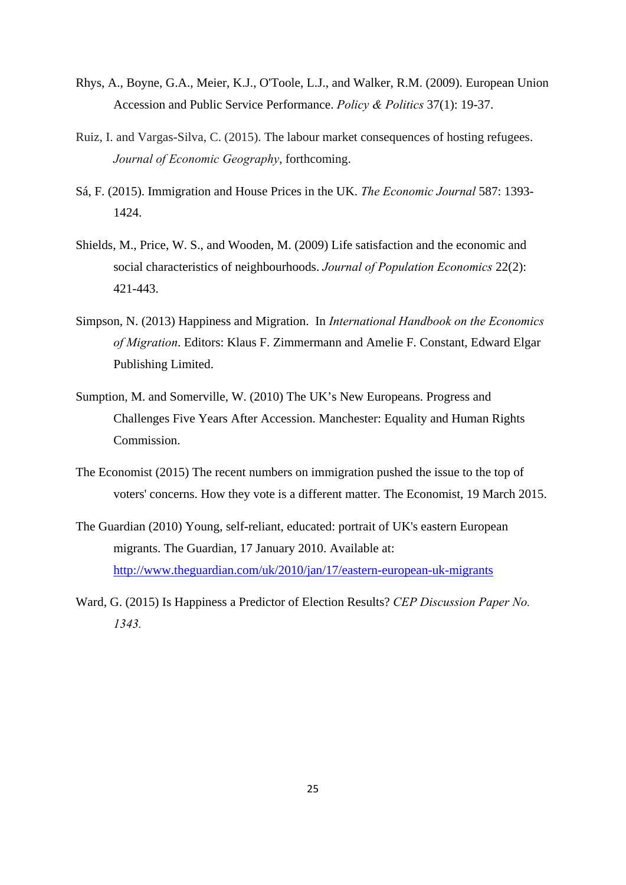Rhys, A., Boyne, G.A., Meier, K.J., O'Toole, L.J., and Walker, R.M. (2009). European Union Accession and Public Service Performance. *Policy & Politics* 37(1): 19-37.

Ruiz, I. and Vargas-Silva, C. (2015). The labour market consequences of hosting refugees. *Journal of Economic Geography*, forthcoming.

Sá, F. (2015). Immigration and House Prices in the UK. *The Economic Journal* 587: 1393-1424.

Shields, M., Price, W. S., and Wooden, M. (2009) Life satisfaction and the economic and social characteristics of neighbourhoods. *Journal of Population Economics* 22(2): 421-443.

Simpson, N. (2013) Happiness and Migration. In *International Handbook on the Economics of Migration*. Editors: Klaus F. Zimmermann and Amelie F. Constant, Edward Elgar Publishing Limited.

Sumption, M. and Somerville, W. (2010) The UK's New Europeans. Progress and Challenges Five Years After Accession. Manchester: Equality and Human Rights Commission.

The Economist (2015) The recent numbers on immigration pushed the issue to the top of voters' concerns. How they vote is a different matter. The Economist, 19 March 2015.

The Guardian (2010) Young, self-reliant, educated: portrait of UK's eastern European migrants. The Guardian, 17 January 2010. Available at: http://www.theguardian.com/uk/2010/jan/17/eastern-european-uk-migrants

Ward, G. (2015) Is Happiness a Predictor of Election Results? *CEP Discussion Paper No. 1343.*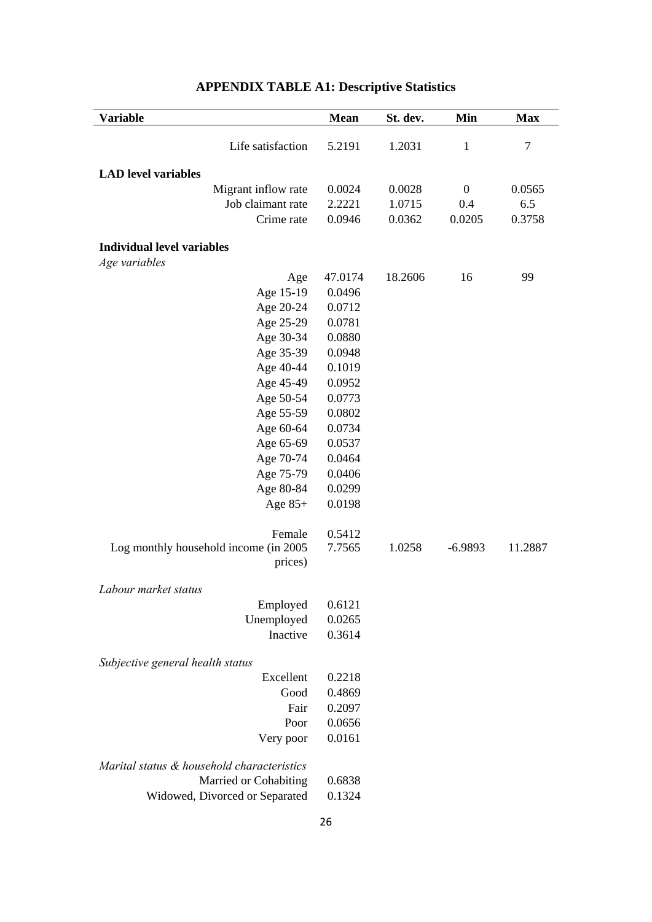## APPENDIX TABLE A1: Descriptive Statistics

| Variable | Mean | St. dev. | Min | Max |
|---|---|---|---|---|
| Life satisfaction | 5.2191 | 1.2031 | 1 | 7 |
| **LAD level variables** | | | | |
| Migrant inflow rate | 0.0024 | 0.0028 | 0 | 0.0565 |
| Job claimant rate | 2.2221 | 1.0715 | 0.4 | 6.5 |
| Crime rate | 0.0946 | 0.0362 | 0.0205 | 0.3758 |
| **Individual level variables** | | | | |
| *Age variables* | | | | |
| Age | 47.0174 | 18.2606 | 16 | 99 |
| Age 15-19 | 0.0496 | | | |
| Age 20-24 | 0.0712 | | | |
| Age 25-29 | 0.0781 | | | |
| Age 30-34 | 0.0880 | | | |
| Age 35-39 | 0.0948 | | | |
| Age 40-44 | 0.1019 | | | |
| Age 45-49 | 0.0952 | | | |
| Age 50-54 | 0.0773 | | | |
| Age 55-59 | 0.0802 | | | |
| Age 60-64 | 0.0734 | | | |
| Age 65-69 | 0.0537 | | | |
| Age 70-74 | 0.0464 | | | |
| Age 75-79 | 0.0406 | | | |
| Age 80-84 | 0.0299 | | | |
| Age 85+ | 0.0198 | | | |
| Female | 0.5412 | | | |
| Log monthly household income (in 2005 prices) | 7.7565 | 1.0258 | -6.9893 | 11.2887 |
| *Labour market status* | | | | |
| Employed | 0.6121 | | | |
| Unemployed | 0.0265 | | | |
| Inactive | 0.3614 | | | |
| *Subjective general health status* | | | | |
| Excellent | 0.2218 | | | |
| Good | 0.4869 | | | |
| Fair | 0.2097 | | | |
| Poor | 0.0656 | | | |
| Very poor | 0.0161 | | | |
| *Marital status & household characteristics* | | | | |
| Married or Cohabiting | 0.6838 | | | |
| Widowed, Divorced or Separated | 0.1324 | | | |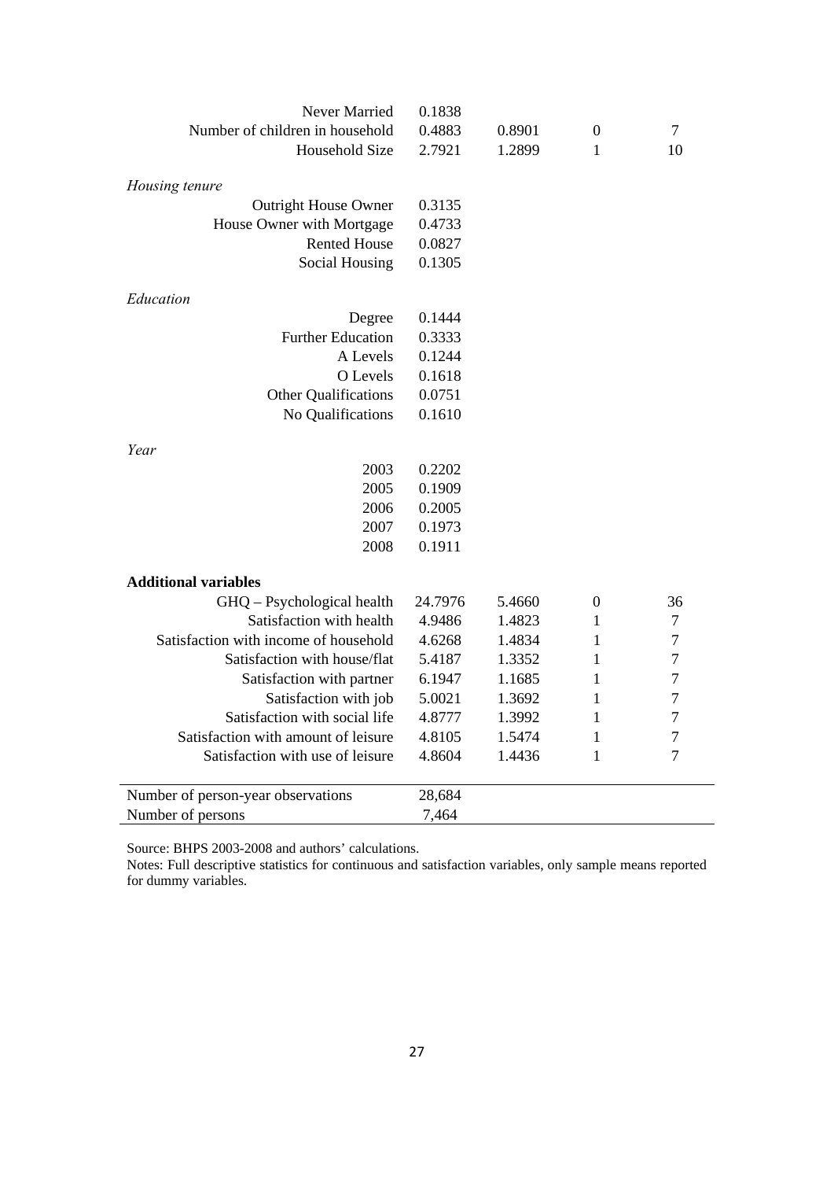| | | | | |
|---|---|---|---|---|
| Never Married | 0.1838 | | | |
| Number of children in household | 0.4883 | 0.8901 | 0 | 7 |
| Household Size | 2.7921 | 1.2899 | 1 | 10 |
| *Housing tenure* | | | | |
| Outright House Owner | 0.3135 | | | |
| House Owner with Mortgage | 0.4733 | | | |
| Rented House | 0.0827 | | | |
| Social Housing | 0.1305 | | | |
| *Education* | | | | |
| Degree | 0.1444 | | | |
| Further Education | 0.3333 | | | |
| A Levels | 0.1244 | | | |
| O Levels | 0.1618 | | | |
| Other Qualifications | 0.0751 | | | |
| No Qualifications | 0.1610 | | | |
| *Year* | | | | |
| 2003 | 0.2202 | | | |
| 2005 | 0.1909 | | | |
| 2006 | 0.2005 | | | |
| 2007 | 0.1973 | | | |
| 2008 | 0.1911 | | | |
| **Additional variables** | | | | |
| GHQ – Psychological health | 24.7976 | 5.4660 | 0 | 36 |
| Satisfaction with health | 4.9486 | 1.4823 | 1 | 7 |
| Satisfaction with income of household | 4.6268 | 1.4834 | 1 | 7 |
| Satisfaction with house/flat | 5.4187 | 1.3352 | 1 | 7 |
| Satisfaction with partner | 6.1947 | 1.1685 | 1 | 7 |
| Satisfaction with job | 5.0021 | 1.3692 | 1 | 7 |
| Satisfaction with social life | 4.8777 | 1.3992 | 1 | 7 |
| Satisfaction with amount of leisure | 4.8105 | 1.5474 | 1 | 7 |
| Satisfaction with use of leisure | 4.8604 | 1.4436 | 1 | 7 |
| Number of person-year observations | 28,684 | | | |
| Number of persons | 7,464 | | | |

Source: BHPS 2003-2008 and authors' calculations.

Notes: Full descriptive statistics for continuous and satisfaction variables, only sample means reported for dummy variables.